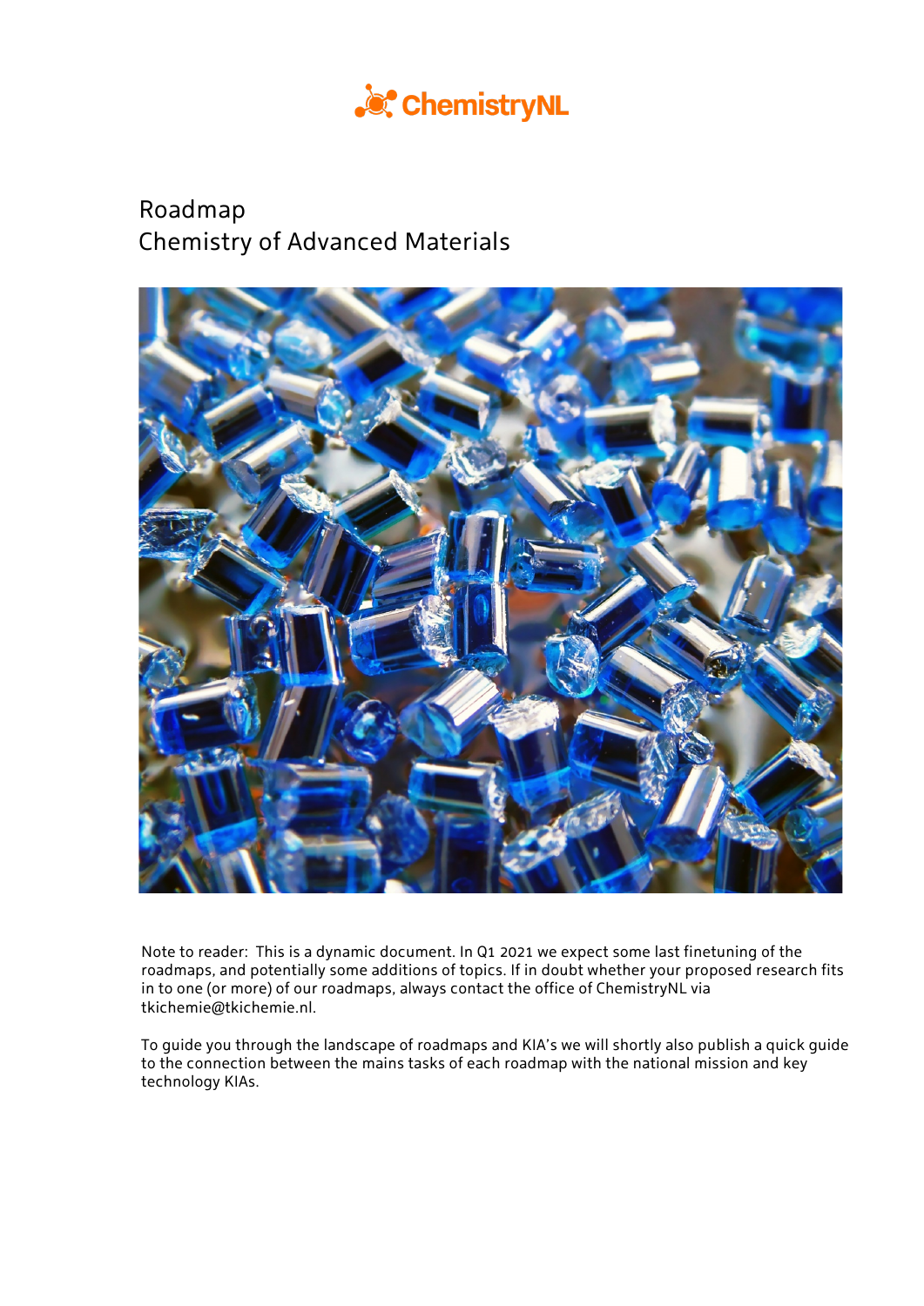ChemistryNL

# Roadmap
# Chemistry of Advanced Materials

Note to reader: This is a dynamic document. In Q1 2021 we expect some last finetuning of the roadmaps, and potentially some additions of topics. If in doubt whether your proposed research fits in to one (or more) of our roadmaps, always contact the office of ChemistryNL via tkichemie@tkichemie.nl.

To guide you through the landscape of roadmaps and KIA's we will shortly also publish a quick guide to the connection between the mains tasks of each roadmap with the national mission and key technology KIAs.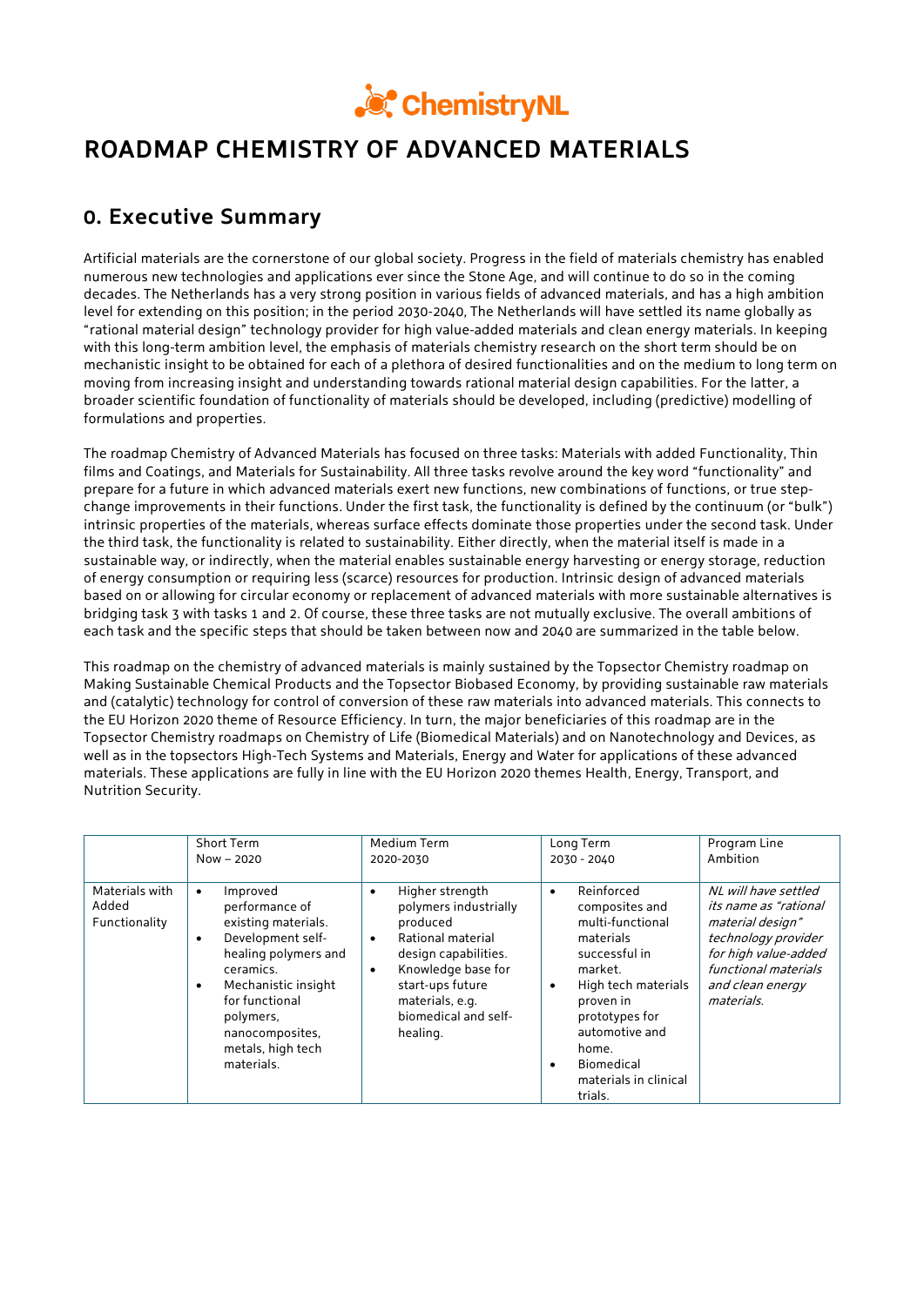# ROADMAP CHEMISTRY OF ADVANCED MATERIALS

## 0. Executive Summary

Artificial materials are the cornerstone of our global society. Progress in the field of materials chemistry has enabled numerous new technologies and applications ever since the Stone Age, and will continue to do so in the coming decades. The Netherlands has a very strong position in various fields of advanced materials, and has a high ambition level for extending on this position; in the period 2030-2040, The Netherlands will have settled its name globally as "rational material design" technology provider for high value-added materials and clean energy materials. In keeping with this long-term ambition level, the emphasis of materials chemistry research on the short term should be on mechanistic insight to be obtained for each of a plethora of desired functionalities and on the medium to long term on moving from increasing insight and understanding towards rational material design capabilities. For the latter, a broader scientific foundation of functionality of materials should be developed, including (predictive) modelling of formulations and properties.

The roadmap Chemistry of Advanced Materials has focused on three tasks: Materials with added Functionality, Thin films and Coatings, and Materials for Sustainability. All three tasks revolve around the key word "functionality" and prepare for a future in which advanced materials exert new functions, new combinations of functions, or true step-change improvements in their functions. Under the first task, the functionality is defined by the continuum (or "bulk") intrinsic properties of the materials, whereas surface effects dominate those properties under the second task. Under the third task, the functionality is related to sustainability. Either directly, when the material itself is made in a sustainable way, or indirectly, when the material enables sustainable energy harvesting or energy storage, reduction of energy consumption or requiring less (scarce) resources for production. Intrinsic design of advanced materials based on or allowing for circular economy or replacement of advanced materials with more sustainable alternatives is bridging task 3 with tasks 1 and 2. Of course, these three tasks are not mutually exclusive. The overall ambitions of each task and the specific steps that should be taken between now and 2040 are summarized in the table below.

This roadmap on the chemistry of advanced materials is mainly sustained by the Topsector Chemistry roadmap on Making Sustainable Chemical Products and the Topsector Biobased Economy, by providing sustainable raw materials and (catalytic) technology for control of conversion of these raw materials into advanced materials. This connects to the EU Horizon 2020 theme of Resource Efficiency. In turn, the major beneficiaries of this roadmap are in the Topsector Chemistry roadmaps on Chemistry of Life (Biomedical Materials) and on Nanotechnology and Devices, as well as in the topsectors High-Tech Systems and Materials, Energy and Water for applications of these advanced materials. These applications are fully in line with the EU Horizon 2020 themes Health, Energy, Transport, and Nutrition Security.

| | Short Term<br>Now – 2020 | Medium Term<br>2020-2030 | Long Term<br>2030 - 2040 | Program Line<br>Ambition |
|---|---|---|---|---|
| Materials with Added Functionality | • Improved performance of existing materials.<br>• Development self-healing polymers and ceramics.<br>• Mechanistic insight for functional polymers, nanocomposites, metals, high tech materials. | • Higher strength polymers industrially produced<br>• Rational material design capabilities.<br>• Knowledge base for start-ups future materials, e.g. biomedical and self-healing. | • Reinforced composites and multi-functional materials successful in market.<br>• High tech materials proven in prototypes for automotive and home.<br>• Biomedical materials in clinical trials. | *NL will have settled its name as "rational material design" technology provider for high value-added functional materials and clean energy materials.* |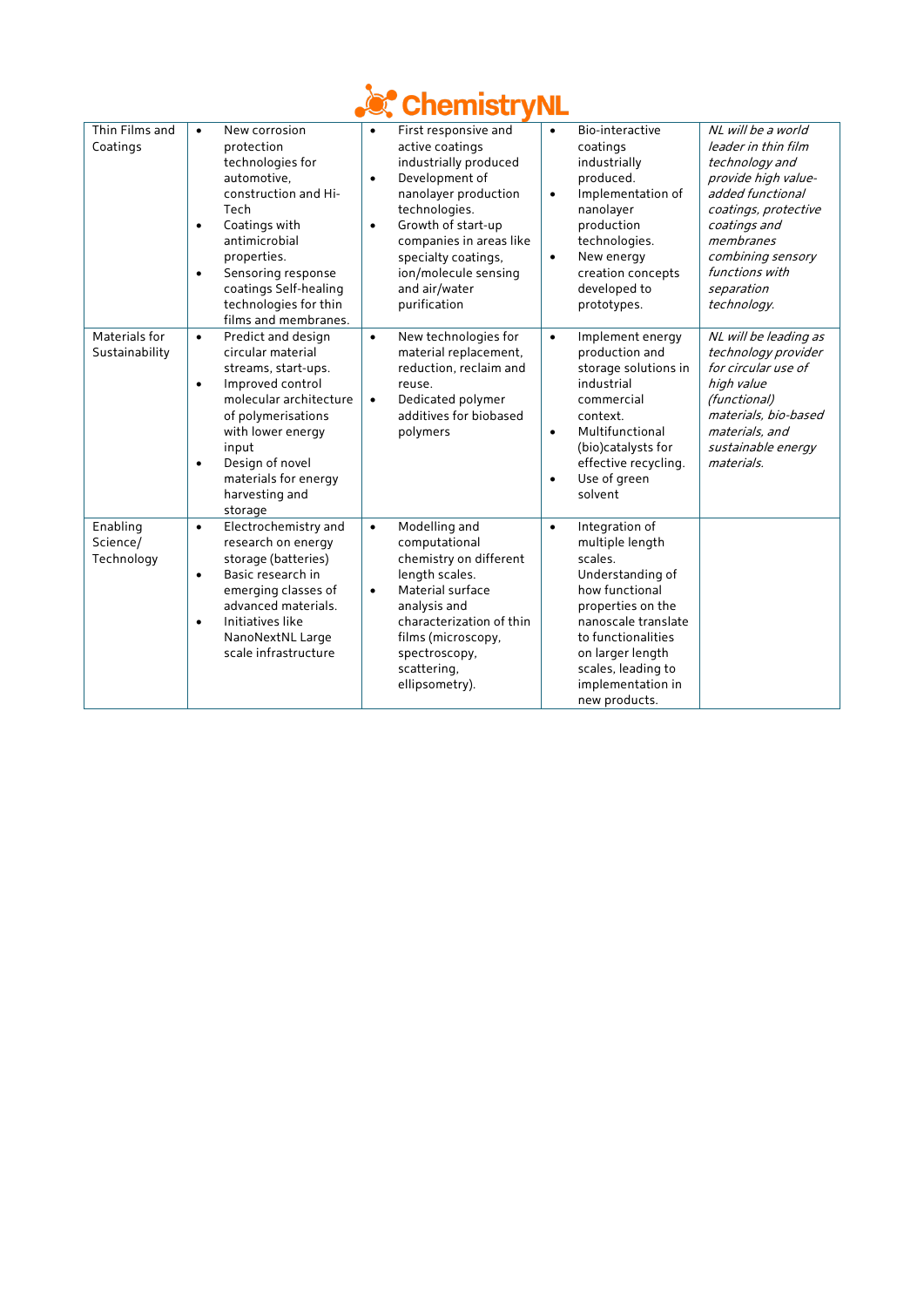| Thin Films and Coatings | • New corrosion protection technologies for automotive, construction and Hi-Tech<br>• Coatings with antimicrobial properties.<br>• Sensoring response coatings Self-healing technologies for thin films and membranes. | • First responsive and active coatings industrially produced<br>• Development of nanolayer production technologies.<br>• Growth of start-up companies in areas like specialty coatings, ion/molecule sensing and air/water purification | • Bio-interactive coatings industrially produced.<br>• Implementation of nanolayer production technologies.<br>• New energy creation concepts developed to prototypes. | *NL will be a world leader in thin film technology and provide high value-added functional coatings, protective coatings and membranes combining sensory functions with separation technology.* |
|---|---|---|---|---|
| Materials for Sustainability | • Predict and design circular material streams, start-ups.<br>• Improved control molecular architecture of polymerisations with lower energy input<br>• Design of novel materials for energy harvesting and storage | • New technologies for material replacement, reduction, reclaim and reuse.<br>• Dedicated polymer additives for biobased polymers | • Implement energy production and storage solutions in industrial commercial context.<br>• Multifunctional (bio)catalysts for effective recycling.<br>• Use of green solvent | *NL will be leading as technology provider for circular use of high value (functional) materials, bio-based materials, and sustainable energy materials.* |
| Enabling Science/ Technology | • Electrochemistry and research on energy storage (batteries)<br>• Basic research in emerging classes of advanced materials.<br>• Initiatives like NanoNextNL Large scale infrastructure | • Modelling and computational chemistry on different length scales.<br>• Material surface analysis and characterization of thin films (microscopy, spectroscopy, scattering, ellipsometry). | • Integration of multiple length scales. Understanding of how functional properties on the nanoscale translate to functionalities on larger length scales, leading to implementation in new products. | |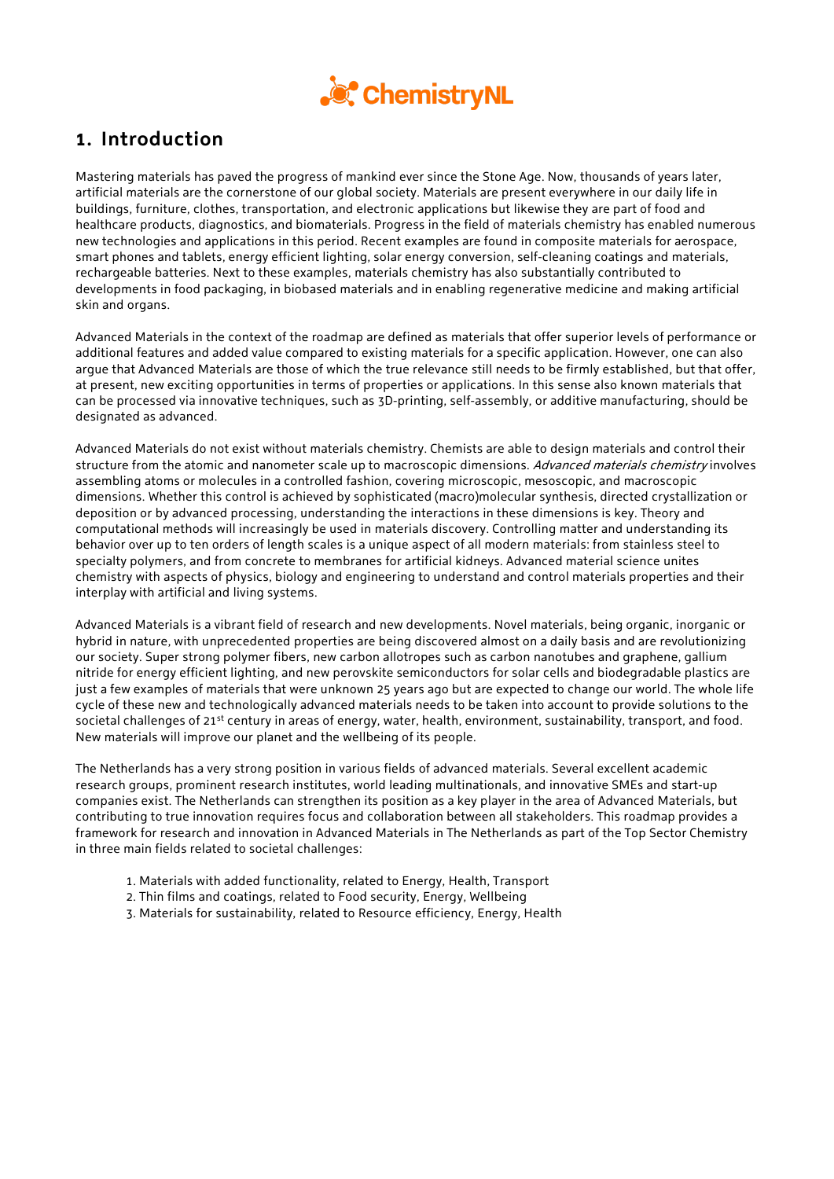# 1. Introduction

Mastering materials has paved the progress of mankind ever since the Stone Age. Now, thousands of years later, artificial materials are the cornerstone of our global society. Materials are present everywhere in our daily life in buildings, furniture, clothes, transportation, and electronic applications but likewise they are part of food and healthcare products, diagnostics, and biomaterials. Progress in the field of materials chemistry has enabled numerous new technologies and applications in this period. Recent examples are found in composite materials for aerospace, smart phones and tablets, energy efficient lighting, solar energy conversion, self-cleaning coatings and materials, rechargeable batteries. Next to these examples, materials chemistry has also substantially contributed to developments in food packaging, in biobased materials and in enabling regenerative medicine and making artificial skin and organs.

Advanced Materials in the context of the roadmap are defined as materials that offer superior levels of performance or additional features and added value compared to existing materials for a specific application. However, one can also argue that Advanced Materials are those of which the true relevance still needs to be firmly established, but that offer, at present, new exciting opportunities in terms of properties or applications. In this sense also known materials that can be processed via innovative techniques, such as 3D-printing, self-assembly, or additive manufacturing, should be designated as advanced.

Advanced Materials do not exist without materials chemistry. Chemists are able to design materials and control their structure from the atomic and nanometer scale up to macroscopic dimensions. *Advanced materials chemistry* involves assembling atoms or molecules in a controlled fashion, covering microscopic, mesoscopic, and macroscopic dimensions. Whether this control is achieved by sophisticated (macro)molecular synthesis, directed crystallization or deposition or by advanced processing, understanding the interactions in these dimensions is key. Theory and computational methods will increasingly be used in materials discovery. Controlling matter and understanding its behavior over up to ten orders of length scales is a unique aspect of all modern materials: from stainless steel to specialty polymers, and from concrete to membranes for artificial kidneys. Advanced material science unites chemistry with aspects of physics, biology and engineering to understand and control materials properties and their interplay with artificial and living systems.

Advanced Materials is a vibrant field of research and new developments. Novel materials, being organic, inorganic or hybrid in nature, with unprecedented properties are being discovered almost on a daily basis and are revolutionizing our society. Super strong polymer fibers, new carbon allotropes such as carbon nanotubes and graphene, gallium nitride for energy efficient lighting, and new perovskite semiconductors for solar cells and biodegradable plastics are just a few examples of materials that were unknown 25 years ago but are expected to change our world. The whole life cycle of these new and technologically advanced materials needs to be taken into account to provide solutions to the societal challenges of 21st century in areas of energy, water, health, environment, sustainability, transport, and food. New materials will improve our planet and the wellbeing of its people.

The Netherlands has a very strong position in various fields of advanced materials. Several excellent academic research groups, prominent research institutes, world leading multinationals, and innovative SMEs and start-up companies exist. The Netherlands can strengthen its position as a key player in the area of Advanced Materials, but contributing to true innovation requires focus and collaboration between all stakeholders. This roadmap provides a framework for research and innovation in Advanced Materials in The Netherlands as part of the Top Sector Chemistry in three main fields related to societal challenges:

1. Materials with added functionality, related to Energy, Health, Transport
2. Thin films and coatings, related to Food security, Energy, Wellbeing
3. Materials for sustainability, related to Resource efficiency, Energy, Health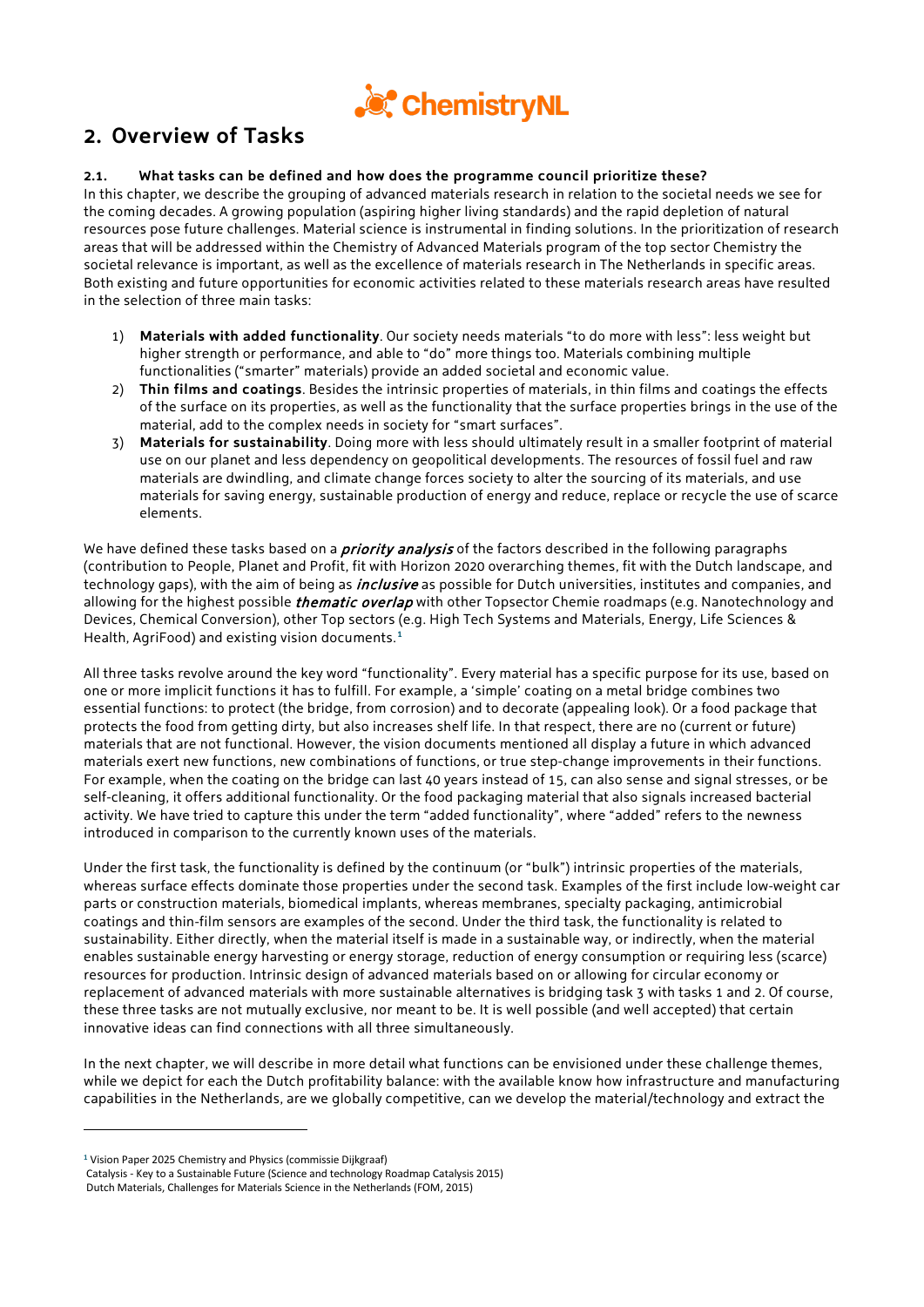# 2. Overview of Tasks

### 2.1. What tasks can be defined and how does the programme council prioritize these?

In this chapter, we describe the grouping of advanced materials research in relation to the societal needs we see for the coming decades. A growing population (aspiring higher living standards) and the rapid depletion of natural resources pose future challenges. Material science is instrumental in finding solutions. In the prioritization of research areas that will be addressed within the Chemistry of Advanced Materials program of the top sector Chemistry the societal relevance is important, as well as the excellence of materials research in The Netherlands in specific areas. Both existing and future opportunities for economic activities related to these materials research areas have resulted in the selection of three main tasks:

1) **Materials with added functionality**. Our society needs materials "to do more with less": less weight but higher strength or performance, and able to "do" more things too. Materials combining multiple functionalities ("smarter" materials) provide an added societal and economic value.
2) **Thin films and coatings**. Besides the intrinsic properties of materials, in thin films and coatings the effects of the surface on its properties, as well as the functionality that the surface properties brings in the use of the material, add to the complex needs in society for "smart surfaces".
3) **Materials for sustainability**. Doing more with less should ultimately result in a smaller footprint of material use on our planet and less dependency on geopolitical developments. The resources of fossil fuel and raw materials are dwindling, and climate change forces society to alter the sourcing of its materials, and use materials for saving energy, sustainable production of energy and reduce, replace or recycle the use of scarce elements.

We have defined these tasks based on a ***priority analysis*** of the factors described in the following paragraphs (contribution to People, Planet and Profit, fit with Horizon 2020 overarching themes, fit with the Dutch landscape, and technology gaps), with the aim of being as ***inclusive*** as possible for Dutch universities, institutes and companies, and allowing for the highest possible ***thematic overlap*** with other Topsector Chemie roadmaps (e.g. Nanotechnology and Devices, Chemical Conversion), other Top sectors (e.g. High Tech Systems and Materials, Energy, Life Sciences & Health, AgriFood) and existing vision documents.[1]

All three tasks revolve around the key word "functionality". Every material has a specific purpose for its use, based on one or more implicit functions it has to fulfill. For example, a 'simple' coating on a metal bridge combines two essential functions: to protect (the bridge, from corrosion) and to decorate (appealing look). Or a food package that protects the food from getting dirty, but also increases shelf life. In that respect, there are no (current or future) materials that are not functional. However, the vision documents mentioned all display a future in which advanced materials exert new functions, new combinations of functions, or true step-change improvements in their functions. For example, when the coating on the bridge can last 40 years instead of 15, can also sense and signal stresses, or be self-cleaning, it offers additional functionality. Or the food packaging material that also signals increased bacterial activity. We have tried to capture this under the term "added functionality", where "added" refers to the newness introduced in comparison to the currently known uses of the materials.

Under the first task, the functionality is defined by the continuum (or "bulk") intrinsic properties of the materials, whereas surface effects dominate those properties under the second task. Examples of the first include low-weight car parts or construction materials, biomedical implants, whereas membranes, specialty packaging, antimicrobial coatings and thin-film sensors are examples of the second. Under the third task, the functionality is related to sustainability. Either directly, when the material itself is made in a sustainable way, or indirectly, when the material enables sustainable energy harvesting or energy storage, reduction of energy consumption or requiring less (scarce) resources for production. Intrinsic design of advanced materials based on or allowing for circular economy or replacement of advanced materials with more sustainable alternatives is bridging task 3 with tasks 1 and 2. Of course, these three tasks are not mutually exclusive, nor meant to be. It is well possible (and well accepted) that certain innovative ideas can find connections with all three simultaneously.

In the next chapter, we will describe in more detail what functions can be envisioned under these challenge themes, while we depict for each the Dutch profitability balance: with the available know how infrastructure and manufacturing capabilities in the Netherlands, are we globally competitive, can we develop the material/technology and extract the

---

[1] Vision Paper 2025 Chemistry and Physics (commissie Dijkgraaf)
Catalysis - Key to a Sustainable Future (Science and technology Roadmap Catalysis 2015)
Dutch Materials, Challenges for Materials Science in the Netherlands (FOM, 2015)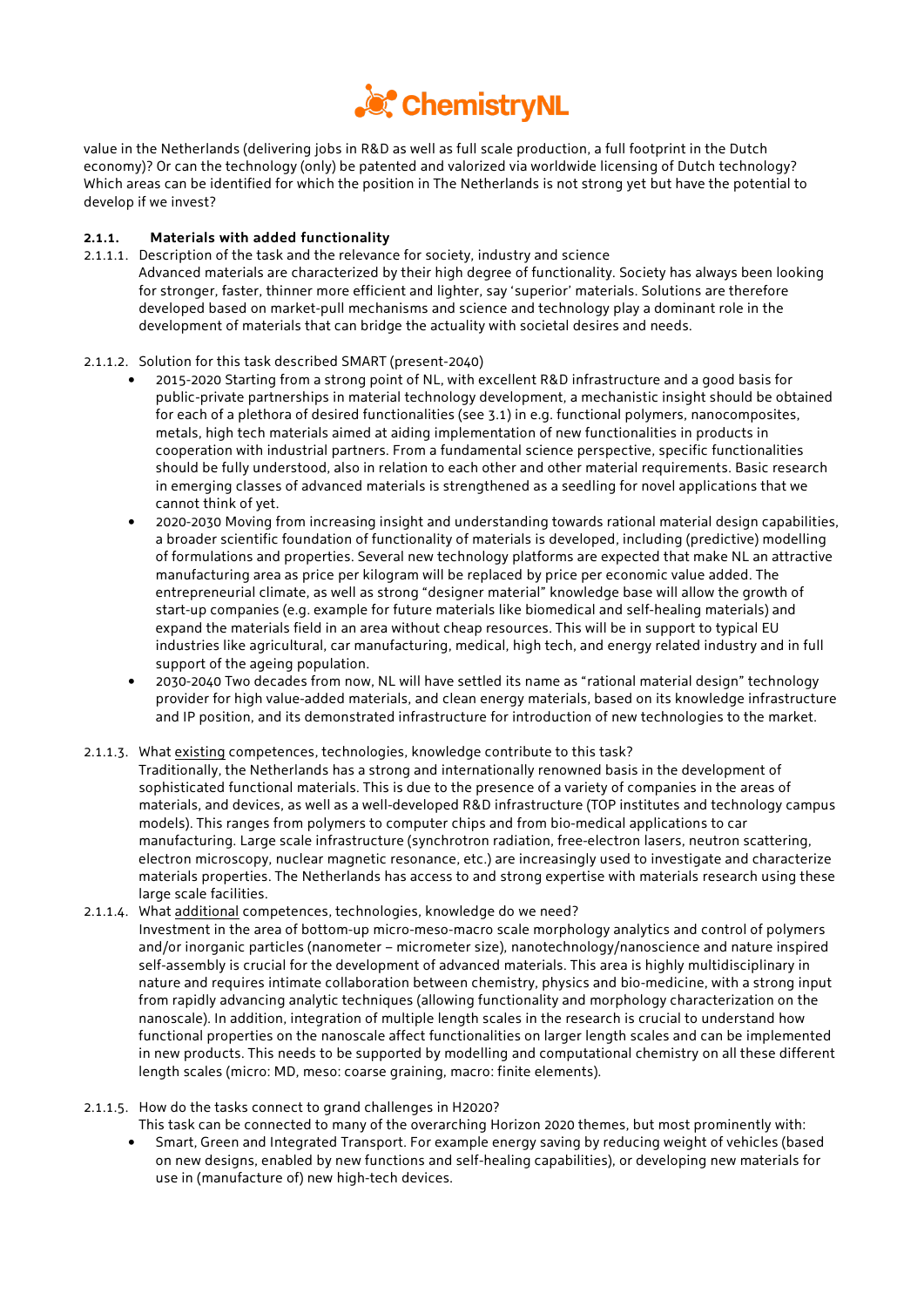value in the Netherlands (delivering jobs in R&D as well as full scale production, a full footprint in the Dutch economy)? Or can the technology (only) be patented and valorized via worldwide licensing of Dutch technology? Which areas can be identified for which the position in The Netherlands is not strong yet but have the potential to develop if we invest?

### 2.1.1. Materials with added functionality

2.1.1.1. Description of the task and the relevance for society, industry and science

Advanced materials are characterized by their high degree of functionality. Society has always been looking for stronger, faster, thinner more efficient and lighter, say 'superior' materials. Solutions are therefore developed based on market-pull mechanisms and science and technology play a dominant role in the development of materials that can bridge the actuality with societal desires and needs.

2.1.1.2. Solution for this task described SMART (present-2040)

- 2015-2020 Starting from a strong point of NL, with excellent R&D infrastructure and a good basis for public-private partnerships in material technology development, a mechanistic insight should be obtained for each of a plethora of desired functionalities (see 3.1) in e.g. functional polymers, nanocomposites, metals, high tech materials aimed at aiding implementation of new functionalities in products in cooperation with industrial partners. From a fundamental science perspective, specific functionalities should be fully understood, also in relation to each other and other material requirements. Basic research in emerging classes of advanced materials is strengthened as a seedling for novel applications that we cannot think of yet.
- 2020-2030 Moving from increasing insight and understanding towards rational material design capabilities, a broader scientific foundation of functionality of materials is developed, including (predictive) modelling of formulations and properties. Several new technology platforms are expected that make NL an attractive manufacturing area as price per kilogram will be replaced by price per economic value added. The entrepreneurial climate, as well as strong "designer material" knowledge base will allow the growth of start-up companies (e.g. example for future materials like biomedical and self-healing materials) and expand the materials field in an area without cheap resources. This will be in support to typical EU industries like agricultural, car manufacturing, medical, high tech, and energy related industry and in full support of the ageing population.
- 2030-2040 Two decades from now, NL will have settled its name as "rational material design" technology provider for high value-added materials, and clean energy materials, based on its knowledge infrastructure and IP position, and its demonstrated infrastructure for introduction of new technologies to the market.

2.1.1.3. What existing competences, technologies, knowledge contribute to this task?

Traditionally, the Netherlands has a strong and internationally renowned basis in the development of sophisticated functional materials. This is due to the presence of a variety of companies in the areas of materials, and devices, as well as a well-developed R&D infrastructure (TOP institutes and technology campus models). This ranges from polymers to computer chips and from bio-medical applications to car manufacturing. Large scale infrastructure (synchrotron radiation, free-electron lasers, neutron scattering, electron microscopy, nuclear magnetic resonance, etc.) are increasingly used to investigate and characterize materials properties. The Netherlands has access to and strong expertise with materials research using these large scale facilities.

2.1.1.4. What additional competences, technologies, knowledge do we need?

Investment in the area of bottom-up micro-meso-macro scale morphology analytics and control of polymers and/or inorganic particles (nanometer – micrometer size), nanotechnology/nanoscience and nature inspired self-assembly is crucial for the development of advanced materials. This area is highly multidisciplinary in nature and requires intimate collaboration between chemistry, physics and bio-medicine, with a strong input from rapidly advancing analytic techniques (allowing functionality and morphology characterization on the nanoscale). In addition, integration of multiple length scales in the research is crucial to understand how functional properties on the nanoscale affect functionalities on larger length scales and can be implemented in new products. This needs to be supported by modelling and computational chemistry on all these different length scales (micro: MD, meso: coarse graining, macro: finite elements).

2.1.1.5. How do the tasks connect to grand challenges in H2020?

This task can be connected to many of the overarching Horizon 2020 themes, but most prominently with:

- Smart, Green and Integrated Transport. For example energy saving by reducing weight of vehicles (based on new designs, enabled by new functions and self-healing capabilities), or developing new materials for use in (manufacture of) new high-tech devices.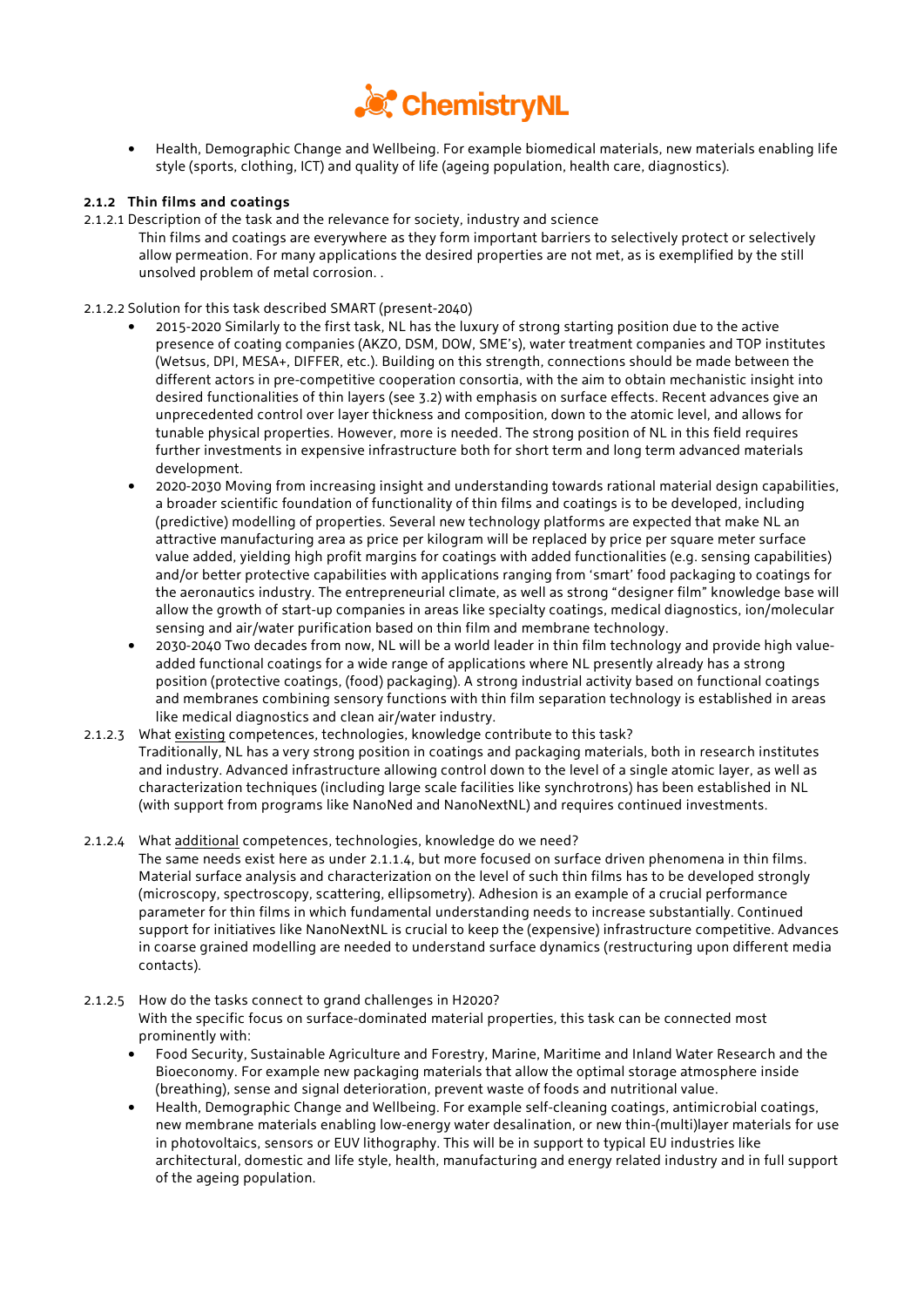- Health, Demographic Change and Wellbeing. For example biomedical materials, new materials enabling life style (sports, clothing, ICT) and quality of life (ageing population, health care, diagnostics).

### 2.1.2 Thin films and coatings

2.1.2.1 Description of the task and the relevance for society, industry and science

Thin films and coatings are everywhere as they form important barriers to selectively protect or selectively allow permeation. For many applications the desired properties are not met, as is exemplified by the still unsolved problem of metal corrosion. .

2.1.2.2 Solution for this task described SMART (present-2040)

- 2015-2020 Similarly to the first task, NL has the luxury of strong starting position due to the active presence of coating companies (AKZO, DSM, DOW, SME's), water treatment companies and TOP institutes (Wetsus, DPI, MESA+, DIFFER, etc.). Building on this strength, connections should be made between the different actors in pre-competitive cooperation consortia, with the aim to obtain mechanistic insight into desired functionalities of thin layers (see 3.2) with emphasis on surface effects. Recent advances give an unprecedented control over layer thickness and composition, down to the atomic level, and allows for tunable physical properties. However, more is needed. The strong position of NL in this field requires further investments in expensive infrastructure both for short term and long term advanced materials development.
- 2020-2030 Moving from increasing insight and understanding towards rational material design capabilities, a broader scientific foundation of functionality of thin films and coatings is to be developed, including (predictive) modelling of properties. Several new technology platforms are expected that make NL an attractive manufacturing area as price per kilogram will be replaced by price per square meter surface value added, yielding high profit margins for coatings with added functionalities (e.g. sensing capabilities) and/or better protective capabilities with applications ranging from 'smart' food packaging to coatings for the aeronautics industry. The entrepreneurial climate, as well as strong "designer film" knowledge base will allow the growth of start-up companies in areas like specialty coatings, medical diagnostics, ion/molecular sensing and air/water purification based on thin film and membrane technology.
- 2030-2040 Two decades from now, NL will be a world leader in thin film technology and provide high value-added functional coatings for a wide range of applications where NL presently already has a strong position (protective coatings, (food) packaging). A strong industrial activity based on functional coatings and membranes combining sensory functions with thin film separation technology is established in areas like medical diagnostics and clean air/water industry.

2.1.2.3 What <u>existing</u> competences, technologies, knowledge contribute to this task?

Traditionally, NL has a very strong position in coatings and packaging materials, both in research institutes and industry. Advanced infrastructure allowing control down to the level of a single atomic layer, as well as characterization techniques (including large scale facilities like synchrotrons) has been established in NL (with support from programs like NanoNed and NanoNextNL) and requires continued investments.

2.1.2.4 What <u>additional</u> competences, technologies, knowledge do we need?

The same needs exist here as under 2.1.1.4, but more focused on surface driven phenomena in thin films. Material surface analysis and characterization on the level of such thin films has to be developed strongly (microscopy, spectroscopy, scattering, ellipsometry). Adhesion is an example of a crucial performance parameter for thin films in which fundamental understanding needs to increase substantially. Continued support for initiatives like NanoNextNL is crucial to keep the (expensive) infrastructure competitive. Advances in coarse grained modelling are needed to understand surface dynamics (restructuring upon different media contacts).

2.1.2.5 How do the tasks connect to grand challenges in H2020?

With the specific focus on surface-dominated material properties, this task can be connected most prominently with:

- Food Security, Sustainable Agriculture and Forestry, Marine, Maritime and Inland Water Research and the Bioeconomy. For example new packaging materials that allow the optimal storage atmosphere inside (breathing), sense and signal deterioration, prevent waste of foods and nutritional value.
- Health, Demographic Change and Wellbeing. For example self-cleaning coatings, antimicrobial coatings, new membrane materials enabling low-energy water desalination, or new thin-(multi)layer materials for use in photovoltaics, sensors or EUV lithography. This will be in support to typical EU industries like architectural, domestic and life style, health, manufacturing and energy related industry and in full support of the ageing population.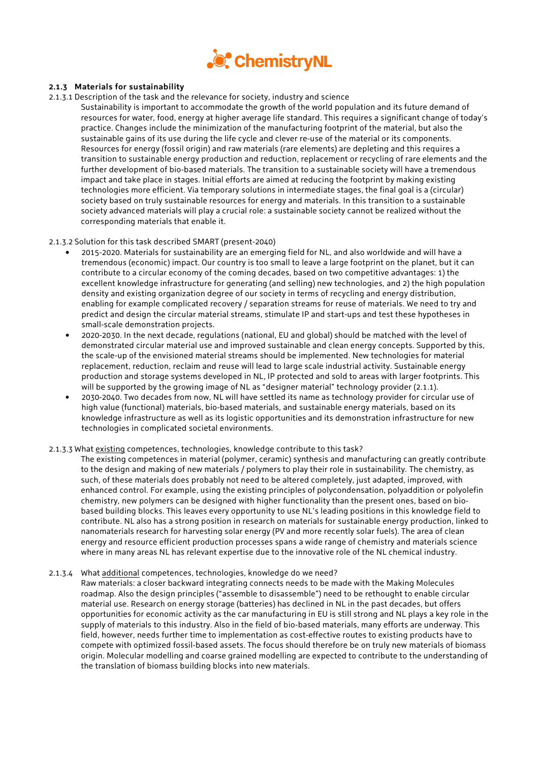### 2.1.3 Materials for sustainability

2.1.3.1 Description of the task and the relevance for society, industry and science

Sustainability is important to accommodate the growth of the world population and its future demand of resources for water, food, energy at higher average life standard. This requires a significant change of today's practice. Changes include the minimization of the manufacturing footprint of the material, but also the sustainable gains of its use during the life cycle and clever re-use of the material or its components. Resources for energy (fossil origin) and raw materials (rare elements) are depleting and this requires a transition to sustainable energy production and reduction, replacement or recycling of rare elements and the further development of bio-based materials. The transition to a sustainable society will have a tremendous impact and take place in stages. Initial efforts are aimed at reducing the footprint by making existing technologies more efficient. Via temporary solutions in intermediate stages, the final goal is a (circular) society based on truly sustainable resources for energy and materials. In this transition to a sustainable society advanced materials will play a crucial role: a sustainable society cannot be realized without the corresponding materials that enable it.

2.1.3.2 Solution for this task described SMART (present-2040)

- 2015-2020. Materials for sustainability are an emerging field for NL, and also worldwide and will have a tremendous (economic) impact. Our country is too small to leave a large footprint on the planet, but it can contribute to a circular economy of the coming decades, based on two competitive advantages: 1) the excellent knowledge infrastructure for generating (and selling) new technologies, and 2) the high population density and existing organization degree of our society in terms of recycling and energy distribution, enabling for example complicated recovery / separation streams for reuse of materials. We need to try and predict and design the circular material streams, stimulate IP and start-ups and test these hypotheses in small-scale demonstration projects.
- 2020-2030. In the next decade, regulations (national, EU and global) should be matched with the level of demonstrated circular material use and improved sustainable and clean energy concepts. Supported by this, the scale-up of the envisioned material streams should be implemented. New technologies for material replacement, reduction, reclaim and reuse will lead to large scale industrial activity. Sustainable energy production and storage systems developed in NL, IP protected and sold to areas with larger footprints. This will be supported by the growing image of NL as "designer material" technology provider (2.1.1).
- 2030-2040. Two decades from now, NL will have settled its name as technology provider for circular use of high value (functional) materials, bio-based materials, and sustainable energy materials, based on its knowledge infrastructure as well as its logistic opportunities and its demonstration infrastructure for new technologies in complicated societal environments.

2.1.3.3 What existing competences, technologies, knowledge contribute to this task?

The existing competences in material (polymer, ceramic) synthesis and manufacturing can greatly contribute to the design and making of new materials / polymers to play their role in sustainability. The chemistry, as such, of these materials does probably not need to be altered completely, just adapted, improved, with enhanced control. For example, using the existing principles of polycondensation, polyaddition or polyolefin chemistry, new polymers can be designed with higher functionality than the present ones, based on bio-based building blocks. This leaves every opportunity to use NL's leading positions in this knowledge field to contribute. NL also has a strong position in research on materials for sustainable energy production, linked to nanomaterials research for harvesting solar energy (PV and more recently solar fuels). The area of clean energy and resource efficient production processes spans a wide range of chemistry and materials science where in many areas NL has relevant expertise due to the innovative role of the NL chemical industry.

2.1.3.4 What additional competences, technologies, knowledge do we need?

Raw materials: a closer backward integrating connects needs to be made with the Making Molecules roadmap. Also the design principles ("assemble to disassemble") need to be rethought to enable circular material use. Research on energy storage (batteries) has declined in NL in the past decades, but offers opportunities for economic activity as the car manufacturing in EU is still strong and NL plays a key role in the supply of materials to this industry. Also in the field of bio-based materials, many efforts are underway. This field, however, needs further time to implementation as cost-effective routes to existing products have to compete with optimized fossil-based assets. The focus should therefore be on truly new materials of biomass origin. Molecular modelling and coarse grained modelling are expected to contribute to the understanding of the translation of biomass building blocks into new materials.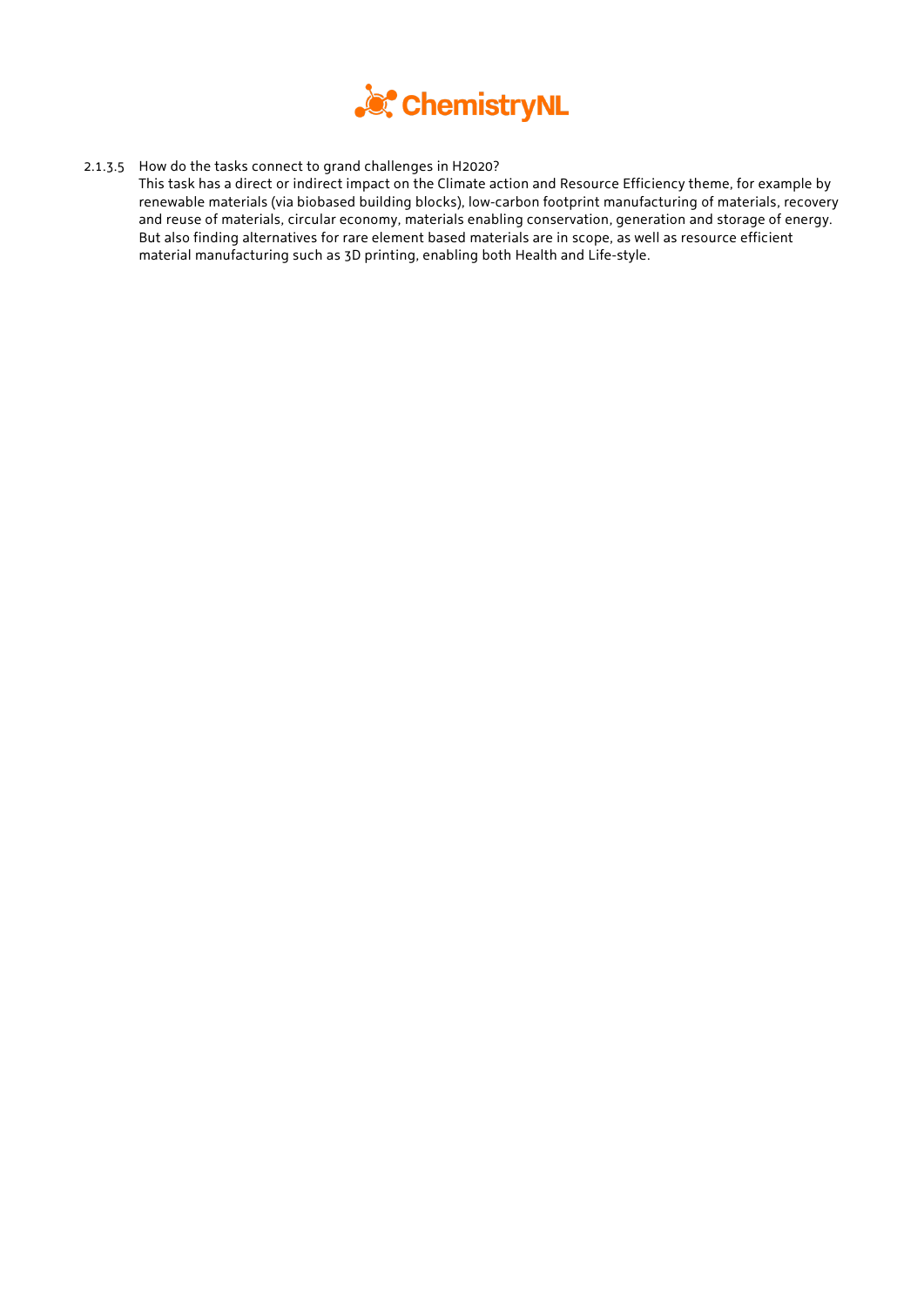2.1.3.5 How do the tasks connect to grand challenges in H2020?

This task has a direct or indirect impact on the Climate action and Resource Efficiency theme, for example by renewable materials (via biobased building blocks), low-carbon footprint manufacturing of materials, recovery and reuse of materials, circular economy, materials enabling conservation, generation and storage of energy. But also finding alternatives for rare element based materials are in scope, as well as resource efficient material manufacturing such as 3D printing, enabling both Health and Life-style.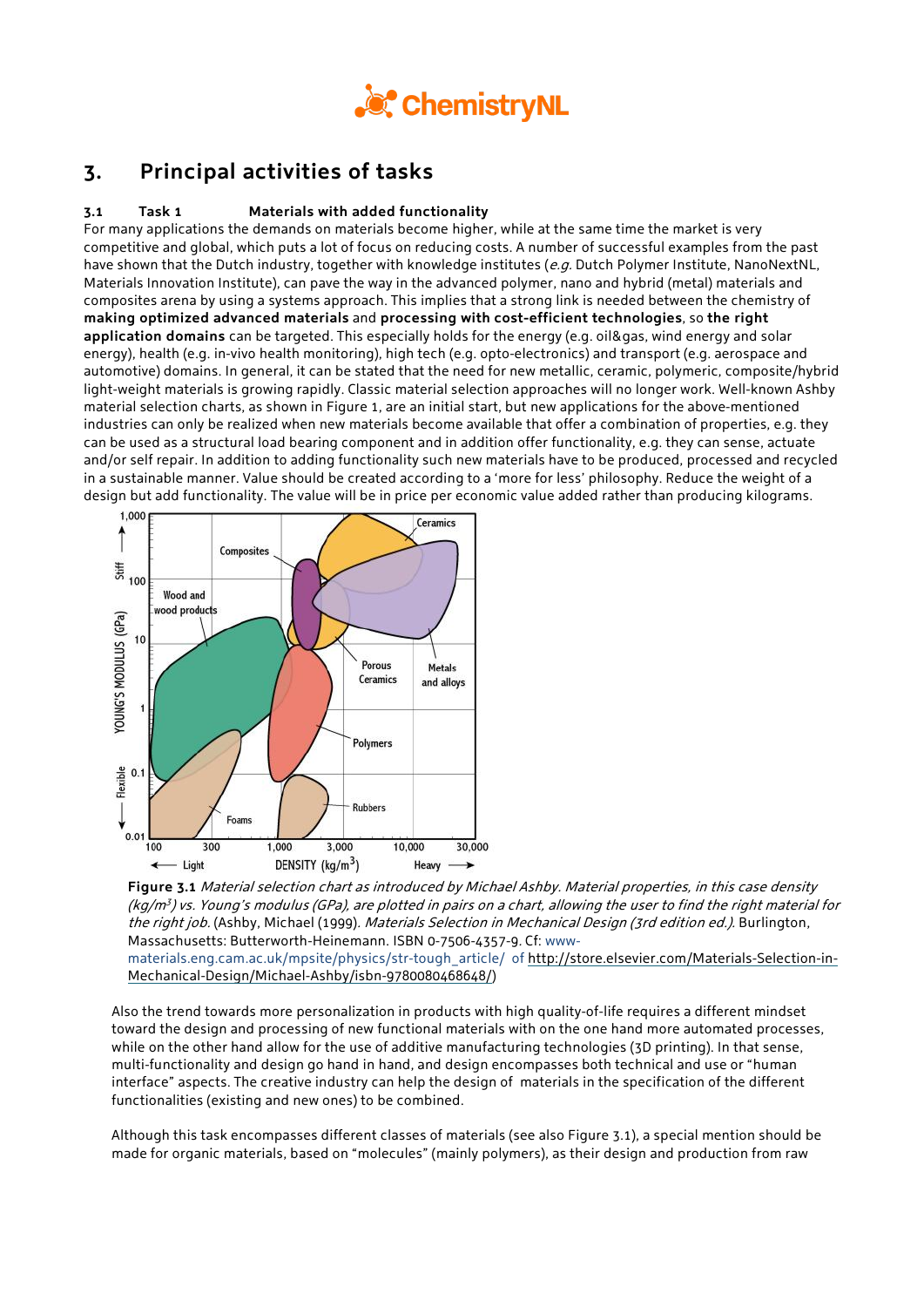## 3. Principal activities of tasks

### 3.1 Task 1 Materials with added functionality

For many applications the demands on materials become higher, while at the same time the market is very competitive and global, which puts a lot of focus on reducing costs. A number of successful examples from the past have shown that the Dutch industry, together with knowledge institutes (*e.g.* Dutch Polymer Institute, NanoNextNL, Materials Innovation Institute), can pave the way in the advanced polymer, nano and hybrid (metal) materials and composites arena by using a systems approach. This implies that a strong link is needed between the chemistry of **making optimized advanced materials** and **processing with cost-efficient technologies**, so **the right application domains** can be targeted. This especially holds for the energy (e.g. oil&gas, wind energy and solar energy), health (e.g. in-vivo health monitoring), high tech (e.g. opto-electronics) and transport (e.g. aerospace and automotive) domains. In general, it can be stated that the need for new metallic, ceramic, polymeric, composite/hybrid light-weight materials is growing rapidly. Classic material selection approaches will no longer work. Well-known Ashby material selection charts, as shown in Figure 1, are an initial start, but new applications for the above-mentioned industries can only be realized when new materials become available that offer a combination of properties, e.g. they can be used as a structural load bearing component and in addition offer functionality, e.g. they can sense, actuate and/or self repair. In addition to adding functionality such new materials have to be produced, processed and recycled in a sustainable manner. Value should be created according to a 'more for less' philosophy. Reduce the weight of a design but add functionality. The value will be in price per economic value added rather than producing kilograms.

**Figure 3.1** *Material selection chart as introduced by Michael Ashby. Material properties, in this case density (kg/m$^3$) vs. Young's modulus (GPa), are plotted in pairs on a chart, allowing the user to find the right material for the right job.* (Ashby, Michael (1999). *Materials Selection in Mechanical Design (3rd edition ed.)*. Burlington, Massachusetts: Butterworth-Heinemann. ISBN 0-7506-4357-9. Cf: www-materials.eng.cam.ac.uk/mpsite/physics/str-tough_article/ of http://store.elsevier.com/Materials-Selection-in-Mechanical-Design/Michael-Ashby/isbn-9780080468648/)

Also the trend towards more personalization in products with high quality-of-life requires a different mindset toward the design and processing of new functional materials with on the one hand more automated processes, while on the other hand allow for the use of additive manufacturing technologies (3D printing). In that sense, multi-functionality and design go hand in hand, and design encompasses both technical and use or "human interface" aspects. The creative industry can help the design of materials in the specification of the different functionalities (existing and new ones) to be combined.

Although this task encompasses different classes of materials (see also Figure 3.1), a special mention should be made for organic materials, based on "molecules" (mainly polymers), as their design and production from raw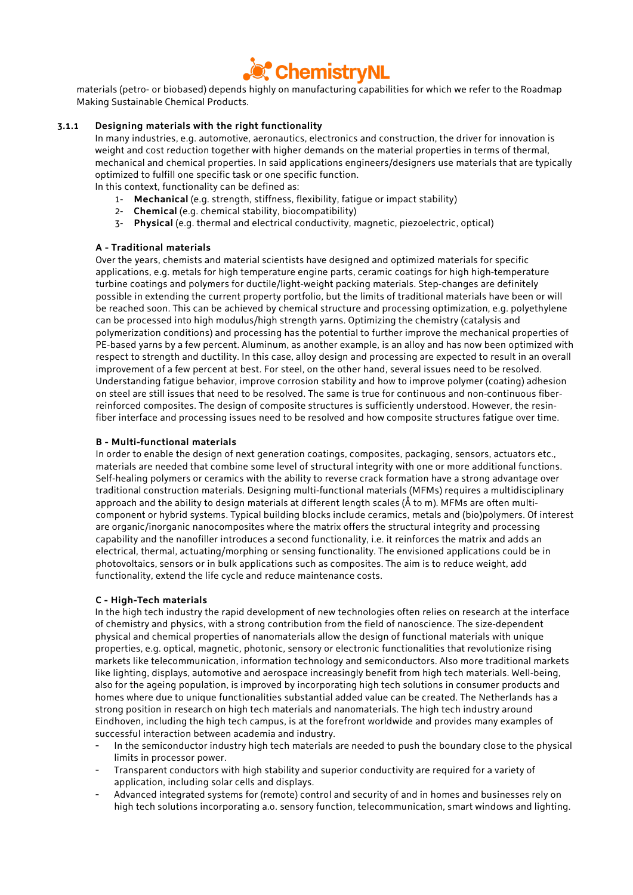materials (petro- or biobased) depends highly on manufacturing capabilities for which we refer to the Roadmap Making Sustainable Chemical Products.

### 3.1.1 Designing materials with the right functionality

In many industries, e.g. automotive, aeronautics, electronics and construction, the driver for innovation is weight and cost reduction together with higher demands on the material properties in terms of thermal, mechanical and chemical properties. In said applications engineers/designers use materials that are typically optimized to fulfill one specific task or one specific function.

In this context, functionality can be defined as:

1- **Mechanical** (e.g. strength, stiffness, flexibility, fatigue or impact stability)
2- **Chemical** (e.g. chemical stability, biocompatibility)
3- **Physical** (e.g. thermal and electrical conductivity, magnetic, piezoelectric, optical)

**A - Traditional materials**

Over the years, chemists and material scientists have designed and optimized materials for specific applications, e.g. metals for high temperature engine parts, ceramic coatings for high high-temperature turbine coatings and polymers for ductile/light-weight packing materials. Step-changes are definitely possible in extending the current property portfolio, but the limits of traditional materials have been or will be reached soon. This can be achieved by chemical structure and processing optimization, e.g. polyethylene can be processed into high modulus/high strength yarns. Optimizing the chemistry (catalysis and polymerization conditions) and processing has the potential to further improve the mechanical properties of PE-based yarns by a few percent. Aluminum, as another example, is an alloy and has now been optimized with respect to strength and ductility. In this case, alloy design and processing are expected to result in an overall improvement of a few percent at best. For steel, on the other hand, several issues need to be resolved. Understanding fatigue behavior, improve corrosion stability and how to improve polymer (coating) adhesion on steel are still issues that need to be resolved. The same is true for continuous and non-continuous fiber-reinforced composites. The design of composite structures is sufficiently understood. However, the resin-fiber interface and processing issues need to be resolved and how composite structures fatigue over time.

**B - Multi-functional materials**

In order to enable the design of next generation coatings, composites, packaging, sensors, actuators etc., materials are needed that combine some level of structural integrity with one or more additional functions. Self-healing polymers or ceramics with the ability to reverse crack formation have a strong advantage over traditional construction materials. Designing multi-functional materials (MFMs) requires a multidisciplinary approach and the ability to design materials at different length scales (Å to m). MFMs are often multi-component or hybrid systems. Typical building blocks include ceramics, metals and (bio)polymers. Of interest are organic/inorganic nanocomposites where the matrix offers the structural integrity and processing capability and the nanofiller introduces a second functionality, i.e. it reinforces the matrix and adds an electrical, thermal, actuating/morphing or sensing functionality. The envisioned applications could be in photovoltaics, sensors or in bulk applications such as composites. The aim is to reduce weight, add functionality, extend the life cycle and reduce maintenance costs.

**C - High-Tech materials**

In the high tech industry the rapid development of new technologies often relies on research at the interface of chemistry and physics, with a strong contribution from the field of nanoscience. The size-dependent physical and chemical properties of nanomaterials allow the design of functional materials with unique properties, e.g. optical, magnetic, photonic, sensory or electronic functionalities that revolutionize rising markets like telecommunication, information technology and semiconductors. Also more traditional markets like lighting, displays, automotive and aerospace increasingly benefit from high tech materials. Well-being, also for the ageing population, is improved by incorporating high tech solutions in consumer products and homes where due to unique functionalities substantial added value can be created. The Netherlands has a strong position in research on high tech materials and nanomaterials. The high tech industry around Eindhoven, including the high tech campus, is at the forefront worldwide and provides many examples of successful interaction between academia and industry.

- In the semiconductor industry high tech materials are needed to push the boundary close to the physical limits in processor power.
- Transparent conductors with high stability and superior conductivity are required for a variety of application, including solar cells and displays.
- Advanced integrated systems for (remote) control and security of and in homes and businesses rely on high tech solutions incorporating a.o. sensory function, telecommunication, smart windows and lighting.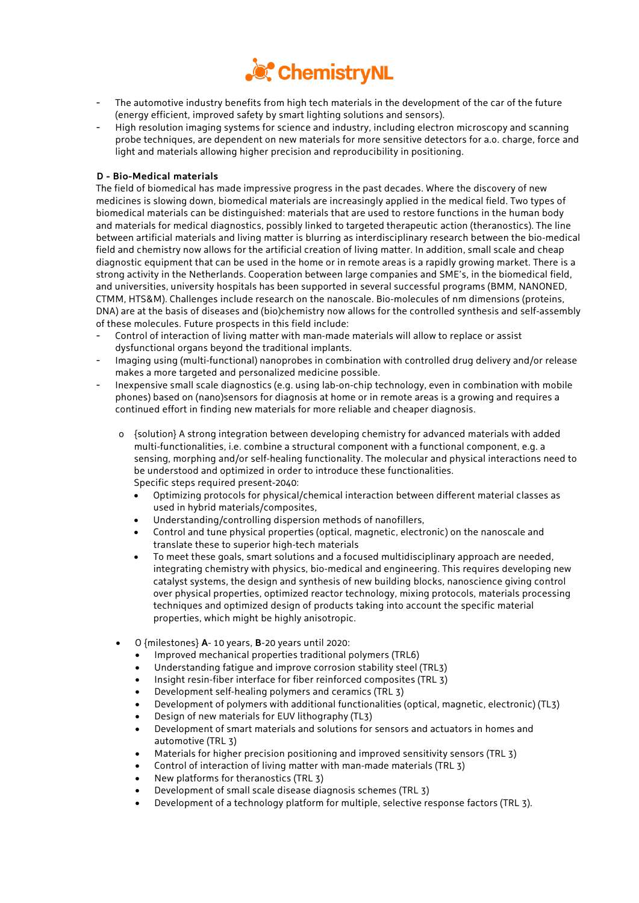- The automotive industry benefits from high tech materials in the development of the car of the future (energy efficient, improved safety by smart lighting solutions and sensors).
- High resolution imaging systems for science and industry, including electron microscopy and scanning probe techniques, are dependent on new materials for more sensitive detectors for a.o. charge, force and light and materials allowing higher precision and reproducibility in positioning.

**D - Bio-Medical materials**

The field of biomedical has made impressive progress in the past decades. Where the discovery of new medicines is slowing down, biomedical materials are increasingly applied in the medical field. Two types of biomedical materials can be distinguished: materials that are used to restore functions in the human body and materials for medical diagnostics, possibly linked to targeted therapeutic action (theranostics). The line between artificial materials and living matter is blurring as interdisciplinary research between the bio-medical field and chemistry now allows for the artificial creation of living matter. In addition, small scale and cheap diagnostic equipment that can be used in the home or in remote areas is a rapidly growing market. There is a strong activity in the Netherlands. Cooperation between large companies and SME's, in the biomedical field, and universities, university hospitals has been supported in several successful programs (BMM, NANONED, CTMM, HTS&M). Challenges include research on the nanoscale. Bio-molecules of nm dimensions (proteins, DNA) are at the basis of diseases and (bio)chemistry now allows for the controlled synthesis and self-assembly of these molecules. Future prospects in this field include:

- Control of interaction of living matter with man-made materials will allow to replace or assist dysfunctional organs beyond the traditional implants.
- Imaging using (multi-functional) nanoprobes in combination with controlled drug delivery and/or release makes a more targeted and personalized medicine possible.
- Inexpensive small scale diagnostics (e.g. using lab-on-chip technology, even in combination with mobile phones) based on (nano)sensors for diagnosis at home or in remote areas is a growing and requires a continued effort in finding new materials for more reliable and cheaper diagnosis.

  - {solution} A strong integration between developing chemistry for advanced materials with added multi-functionalities, i.e. combine a structural component with a functional component, e.g. a sensing, morphing and/or self-healing functionality. The molecular and physical interactions need to be understood and optimized in order to introduce these functionalities.
    Specific steps required present-2040:
    - Optimizing protocols for physical/chemical interaction between different material classes as used in hybrid materials/composites,
    - Understanding/controlling dispersion methods of nanofillers,
    - Control and tune physical properties (optical, magnetic, electronic) on the nanoscale and translate these to superior high-tech materials
    - To meet these goals, smart solutions and a focused multidisciplinary approach are needed, integrating chemistry with physics, bio-medical and engineering. This requires developing new catalyst systems, the design and synthesis of new building blocks, nanoscience giving control over physical properties, optimized reactor technology, mixing protocols, materials processing techniques and optimized design of products taking into account the specific material properties, which might be highly anisotropic.

- O {milestones} **A**- 10 years, **B**-20 years until 2020:
  - Improved mechanical properties traditional polymers (TRL6)
  - Understanding fatigue and improve corrosion stability steel (TRL3)
  - Insight resin-fiber interface for fiber reinforced composites (TRL 3)
  - Development self-healing polymers and ceramics (TRL 3)
  - Development of polymers with additional functionalities (optical, magnetic, electronic) (TL3)
  - Design of new materials for EUV lithography (TL3)
  - Development of smart materials and solutions for sensors and actuators in homes and automotive (TRL 3)
  - Materials for higher precision positioning and improved sensitivity sensors (TRL 3)
  - Control of interaction of living matter with man-made materials (TRL 3)
  - New platforms for theranostics (TRL 3)
  - Development of small scale disease diagnosis schemes (TRL 3)
  - Development of a technology platform for multiple, selective response factors (TRL 3).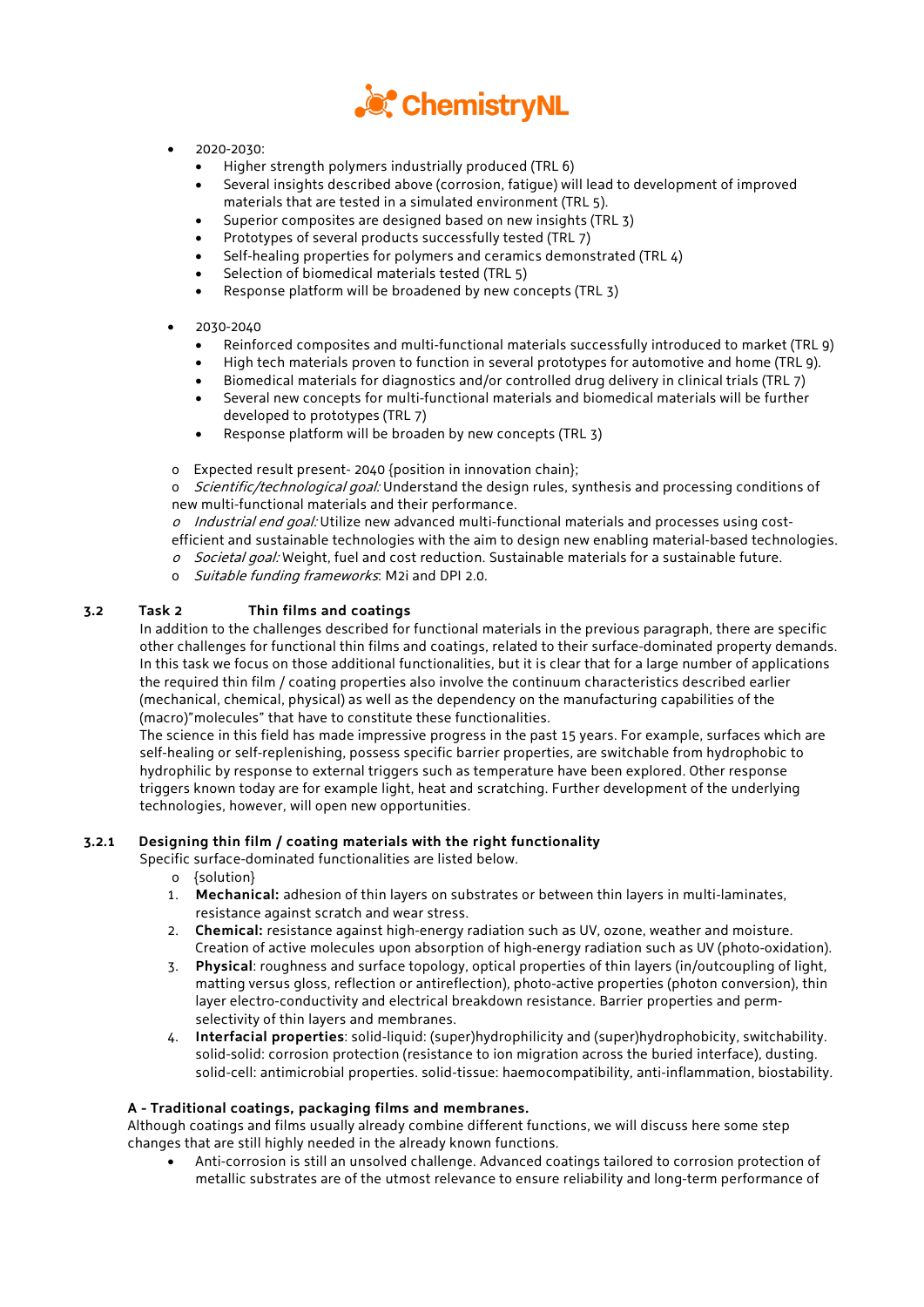- 2020-2030:
  - Higher strength polymers industrially produced (TRL 6)
  - Several insights described above (corrosion, fatigue) will lead to development of improved materials that are tested in a simulated environment (TRL 5).
  - Superior composites are designed based on new insights (TRL 3)
  - Prototypes of several products successfully tested (TRL 7)
  - Self-healing properties for polymers and ceramics demonstrated (TRL 4)
  - Selection of biomedical materials tested (TRL 5)
  - Response platform will be broadened by new concepts (TRL 3)

- 2030-2040
  - Reinforced composites and multi-functional materials successfully introduced to market (TRL 9)
  - High tech materials proven to function in several prototypes for automotive and home (TRL 9).
  - Biomedical materials for diagnostics and/or controlled drug delivery in clinical trials (TRL 7)
  - Several new concepts for multi-functional materials and biomedical materials will be further developed to prototypes (TRL 7)
  - Response platform will be broaden by new concepts (TRL 3)

- Expected result present- 2040 {position in innovation chain};
- *Scientific/technological goal:* Understand the design rules, synthesis and processing conditions of new multi-functional materials and their performance.
- *Industrial end goal:* Utilize new advanced multi-functional materials and processes using cost-efficient and sustainable technologies with the aim to design new enabling material-based technologies.
- *Societal goal:* Weight, fuel and cost reduction. Sustainable materials for a sustainable future.
- *Suitable funding frameworks*: M2i and DPI 2.0.

## 3.2 Task 2 Thin films and coatings

In addition to the challenges described for functional materials in the previous paragraph, there are specific other challenges for functional thin films and coatings, related to their surface-dominated property demands. In this task we focus on those additional functionalities, but it is clear that for a large number of applications the required thin film / coating properties also involve the continuum characteristics described earlier (mechanical, chemical, physical) as well as the dependency on the manufacturing capabilities of the (macro)"molecules" that have to constitute these functionalities.

The science in this field has made impressive progress in the past 15 years. For example, surfaces which are self-healing or self-replenishing, possess specific barrier properties, are switchable from hydrophobic to hydrophilic by response to external triggers such as temperature have been explored. Other response triggers known today are for example light, heat and scratching. Further development of the underlying technologies, however, will open new opportunities.

### 3.2.1 Designing thin film / coating materials with the right functionality

Specific surface-dominated functionalities are listed below.

- {solution}

1. **Mechanical:** adhesion of thin layers on substrates or between thin layers in multi-laminates, resistance against scratch and wear stress.
2. **Chemical:** resistance against high-energy radiation such as UV, ozone, weather and moisture. Creation of active molecules upon absorption of high-energy radiation such as UV (photo-oxidation).
3. **Physical**: roughness and surface topology, optical properties of thin layers (in/outcoupling of light, matting versus gloss, reflection or antireflection), photo-active properties (photon conversion), thin layer electro-conductivity and electrical breakdown resistance. Barrier properties and perm-selectivity of thin layers and membranes.
4. **Interfacial properties**: solid-liquid: (super)hydrophilicity and (super)hydrophobicity, switchability. solid-solid: corrosion protection (resistance to ion migration across the buried interface), dusting. solid-cell: antimicrobial properties. solid-tissue: haemocompatibility, anti-inflammation, biostability.

**A - Traditional coatings, packaging films and membranes.**

Although coatings and films usually combine different functions, we will discuss here some step changes that are still highly needed in the already known functions.

- Anti-corrosion is still an unsolved challenge. Advanced coatings tailored to corrosion protection of metallic substrates are of the utmost relevance to ensure reliability and long-term performance of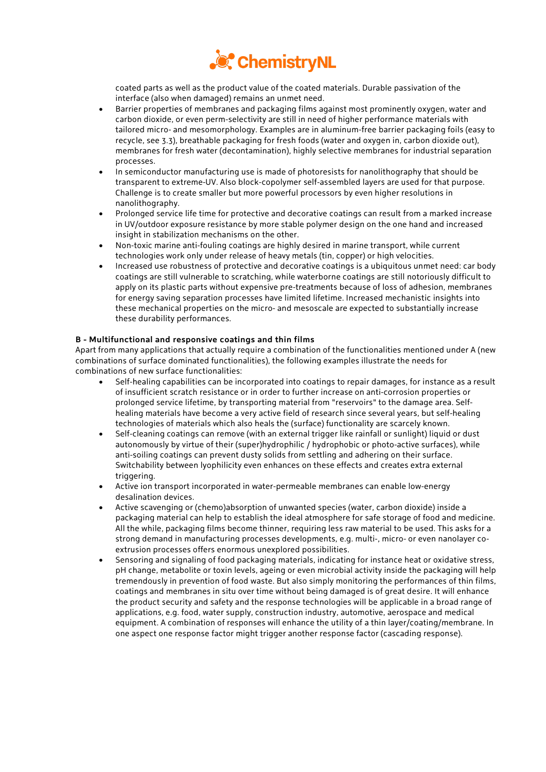coated parts as well as the product value of the coated materials. Durable passivation of the interface (also when damaged) remains an unmet need.

- Barrier properties of membranes and packaging films against most prominently oxygen, water and carbon dioxide, or even perm-selectivity are still in need of higher performance materials with tailored micro- and mesomorphology. Examples are in aluminum-free barrier packaging foils (easy to recycle, see 3.3), breathable packaging for fresh foods (water and oxygen in, carbon dioxide out), membranes for fresh water (decontamination), highly selective membranes for industrial separation processes.
- In semiconductor manufacturing use is made of photoresists for nanolithography that should be transparent to extreme-UV. Also block-copolymer self-assembled layers are used for that purpose. Challenge is to create smaller but more powerful processors by even higher resolutions in nanolithography.
- Prolonged service life time for protective and decorative coatings can result from a marked increase in UV/outdoor exposure resistance by more stable polymer design on the one hand and increased insight in stabilization mechanisms on the other.
- Non-toxic marine anti-fouling coatings are highly desired in marine transport, while current technologies work only under release of heavy metals (tin, copper) or high velocities.
- Increased use robustness of protective and decorative coatings is a ubiquitous unmet need: car body coatings are still vulnerable to scratching, while waterborne coatings are still notoriously difficult to apply on its plastic parts without expensive pre-treatments because of loss of adhesion, membranes for energy saving separation processes have limited lifetime. Increased mechanistic insights into these mechanical properties on the micro- and mesoscale are expected to substantially increase these durability performances.

**B - Multifunctional and responsive coatings and thin films**

Apart from many applications that actually require a combination of the functionalities mentioned under A (new combinations of surface dominated functionalities), the following examples illustrate the needs for combinations of new surface functionalities:

- Self-healing capabilities can be incorporated into coatings to repair damages, for instance as a result of insufficient scratch resistance or in order to further increase on anti-corrosion properties or prolonged service lifetime, by transporting material from "reservoirs" to the damage area. Self-healing materials have become a very active field of research since several years, but self-healing technologies of materials which also heals the (surface) functionality are scarcely known.
- Self-cleaning coatings can remove (with an external trigger like rainfall or sunlight) liquid or dust autonomously by virtue of their (super)hydrophilic / hydrophobic or photo-active surfaces), while anti-soiling coatings can prevent dusty solids from settling and adhering on their surface. Switchability between lyophilicity even enhances on these effects and creates extra external triggering.
- Active ion transport incorporated in water-permeable membranes can enable low-energy desalination devices.
- Active scavenging or (chemo)absorption of unwanted species (water, carbon dioxide) inside a packaging material can help to establish the ideal atmosphere for safe storage of food and medicine. All the while, packaging films become thinner, requiring less raw material to be used. This asks for a strong demand in manufacturing processes developments, e.g. multi-, micro- or even nanolayer co-extrusion processes offers enormous unexplored possibilities.
- Sensoring and signaling of food packaging materials, indicating for instance heat or oxidative stress, pH change, metabolite or toxin levels, ageing or even microbial activity inside the packaging will help tremendously in prevention of food waste. But also simply monitoring the performances of thin films, coatings and membranes in situ over time without being damaged is of great desire. It will enhance the product security and safety and the response technologies will be applicable in a broad range of applications, e.g. food, water supply, construction industry, automotive, aerospace and medical equipment. A combination of responses will enhance the utility of a thin layer/coating/membrane. In one aspect one response factor might trigger another response factor (cascading response).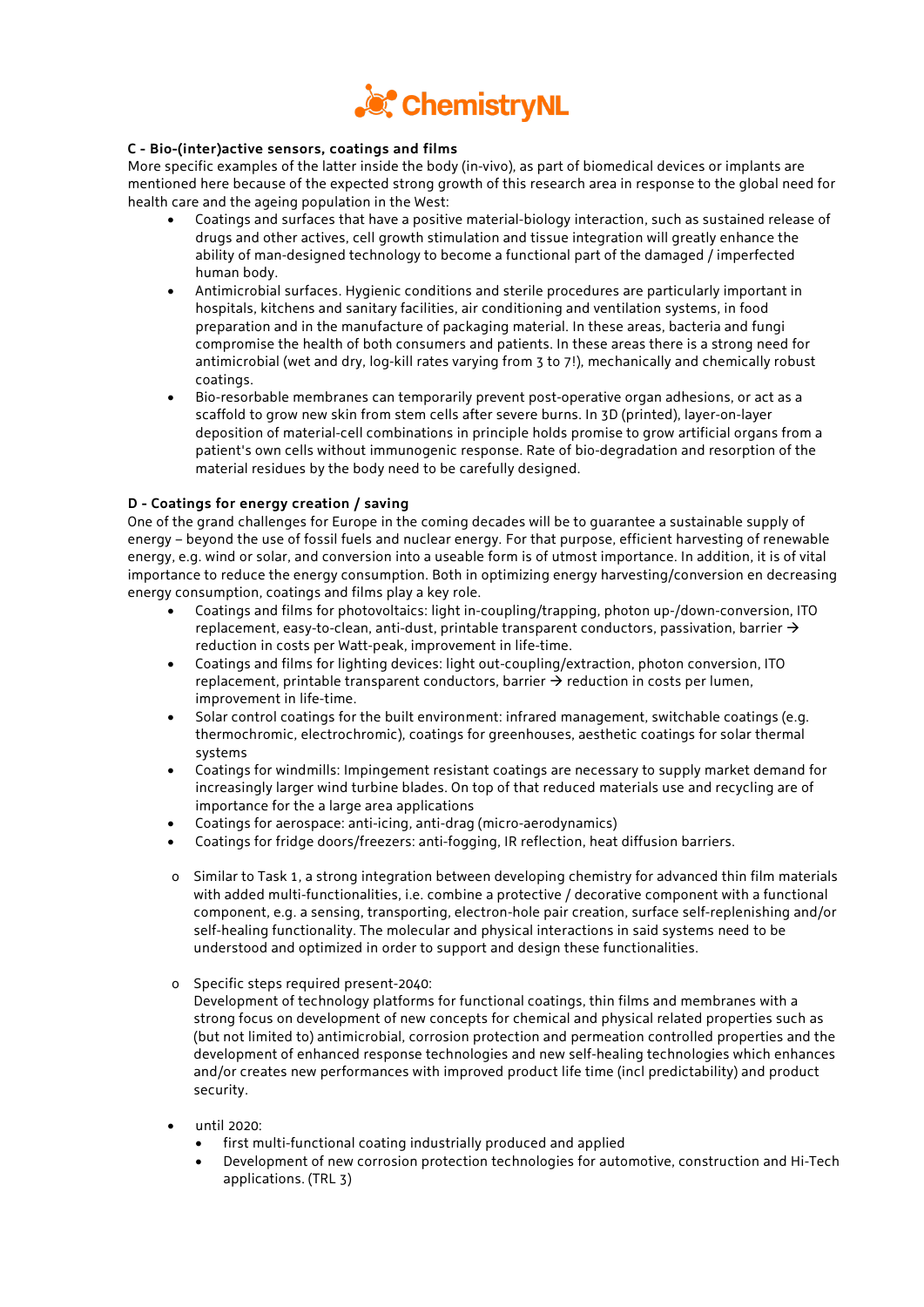**C - Bio-(inter)active sensors, coatings and films**

More specific examples of the latter inside the body (in-vivo), as part of biomedical devices or implants are mentioned here because of the expected strong growth of this research area in response to the global need for health care and the ageing population in the West:

- Coatings and surfaces that have a positive material-biology interaction, such as sustained release of drugs and other actives, cell growth stimulation and tissue integration will greatly enhance the ability of man-designed technology to become a functional part of the damaged / imperfected human body.
- Antimicrobial surfaces. Hygienic conditions and sterile procedures are particularly important in hospitals, kitchens and sanitary facilities, air conditioning and ventilation systems, in food preparation and in the manufacture of packaging material. In these areas, bacteria and fungi compromise the health of both consumers and patients. In these areas there is a strong need for antimicrobial (wet and dry, log-kill rates varying from 3 to 7!), mechanically and chemically robust coatings.
- Bio-resorbable membranes can temporarily prevent post-operative organ adhesions, or act as a scaffold to grow new skin from stem cells after severe burns. In 3D (printed), layer-on-layer deposition of material-cell combinations in principle holds promise to grow artificial organs from a patient's own cells without immunogenic response. Rate of bio-degradation and resorption of the material residues by the body need to be carefully designed.

**D - Coatings for energy creation / saving**

One of the grand challenges for Europe in the coming decades will be to guarantee a sustainable supply of energy – beyond the use of fossil fuels and nuclear energy. For that purpose, efficient harvesting of renewable energy, e.g. wind or solar, and conversion into a useable form is of utmost importance. In addition, it is of vital importance to reduce the energy consumption. Both in optimizing energy harvesting/conversion en decreasing energy consumption, coatings and films play a key role.

- Coatings and films for photovoltaics: light in-coupling/trapping, photon up-/down-conversion, ITO replacement, easy-to-clean, anti-dust, printable transparent conductors, passivation, barrier → reduction in costs per Watt-peak, improvement in life-time.
- Coatings and films for lighting devices: light out-coupling/extraction, photon conversion, ITO replacement, printable transparent conductors, barrier → reduction in costs per lumen, improvement in life-time.
- Solar control coatings for the built environment: infrared management, switchable coatings (e.g. thermochromic, electrochromic), coatings for greenhouses, aesthetic coatings for solar thermal systems
- Coatings for windmills: Impingement resistant coatings are necessary to supply market demand for increasingly larger wind turbine blades. On top of that reduced materials use and recycling are of importance for the a large area applications
- Coatings for aerospace: anti-icing, anti-drag (micro-aerodynamics)
- Coatings for fridge doors/freezers: anti-fogging, IR reflection, heat diffusion barriers.

  - Similar to Task 1, a strong integration between developing chemistry for advanced thin film materials with added multi-functionalities, i.e. combine a protective / decorative component with a functional component, e.g. a sensing, transporting, electron-hole pair creation, surface self-replenishing and/or self-healing functionality. The molecular and physical interactions in said systems need to be understood and optimized in order to support and design these functionalities.

  - Specific steps required present-2040:
    Development of technology platforms for functional coatings, thin films and membranes with a strong focus on development of new concepts for chemical and physical related properties such as (but not limited to) antimicrobial, corrosion protection and permeation controlled properties and the development of enhanced response technologies and new self-healing technologies which enhances and/or creates new performances with improved product life time (incl predictability) and product security.

- until 2020:
  - first multi-functional coating industrially produced and applied
  - Development of new corrosion protection technologies for automotive, construction and Hi-Tech applications. (TRL 3)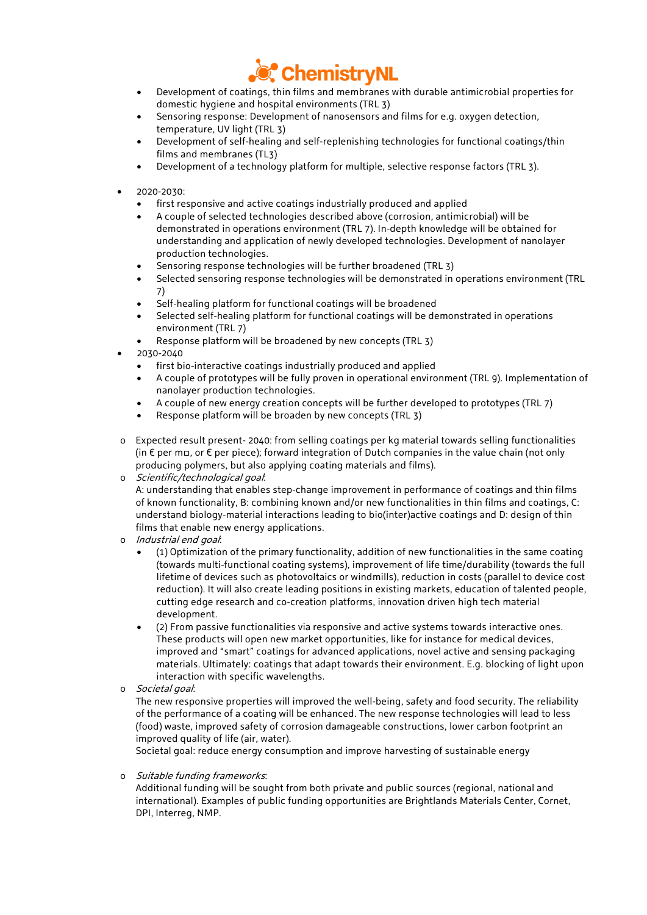- Development of coatings, thin films and membranes with durable antimicrobial properties for domestic hygiene and hospital environments (TRL 3)
- Sensoring response: Development of nanosensors and films for e.g. oxygen detection, temperature, UV light (TRL 3)
- Development of self-healing and self-replenishing technologies for functional coatings/thin films and membranes (TL3)
- Development of a technology platform for multiple, selective response factors (TRL 3).

- 2020-2030:
  - first responsive and active coatings industrially produced and applied
  - A couple of selected technologies described above (corrosion, antimicrobial) will be demonstrated in operations environment (TRL 7). In-depth knowledge will be obtained for understanding and application of newly developed technologies. Development of nanolayer production technologies.
  - Sensoring response technologies will be further broadened (TRL 3)
  - Selected sensoring response technologies will be demonstrated in operations environment (TRL 7)
  - Self-healing platform for functional coatings will be broadened
  - Selected self-healing platform for functional coatings will be demonstrated in operations environment (TRL 7)
  - Response platform will be broadened by new concepts (TRL 3)
- 2030-2040
  - first bio-interactive coatings industrially produced and applied
  - A couple of prototypes will be fully proven in operational environment (TRL 9). Implementation of nanolayer production technologies.
  - A couple of new energy creation concepts will be further developed to prototypes (TRL 7)
  - Response platform will be broaden by new concepts (TRL 3)

- Expected result present- 2040: from selling coatings per kg material towards selling functionalities (in € per m□, or € per piece); forward integration of Dutch companies in the value chain (not only producing polymers, but also applying coating materials and films).
- *Scientific/technological goal*:
  A: understanding that enables step-change improvement in performance of coatings and thin films of known functionality, B: combining known and/or new functionalities in thin films and coatings, C: understand biology-material interactions leading to bio(inter)active coatings and D: design of thin films that enable new energy applications.
- *Industrial end goal*:
  - (1) Optimization of the primary functionality, addition of new functionalities in the same coating (towards multi-functional coating systems), improvement of life time/durability (towards the full lifetime of devices such as photovoltaics or windmills), reduction in costs (parallel to device cost reduction). It will also create leading positions in existing markets, education of talented people, cutting edge research and co-creation platforms, innovation driven high tech material development.
  - (2) From passive functionalities via responsive and active systems towards interactive ones. These products will open new market opportunities, like for instance for medical devices, improved and "smart" coatings for advanced applications, novel active and sensing packaging materials. Ultimately: coatings that adapt towards their environment. E.g. blocking of light upon interaction with specific wavelengths.
- *Societal goal*:
  The new responsive properties will improved the well-being, safety and food security. The reliability of the performance of a coating will be enhanced. The new response technologies will lead to less (food) waste, improved safety of corrosion damageable constructions, lower carbon footprint an improved quality of life (air, water).
  Societal goal: reduce energy consumption and improve harvesting of sustainable energy

- *Suitable funding frameworks*:
  Additional funding will be sought from both private and public sources (regional, national and international). Examples of public funding opportunities are Brightlands Materials Center, Cornet, DPI, Interreg, NMP.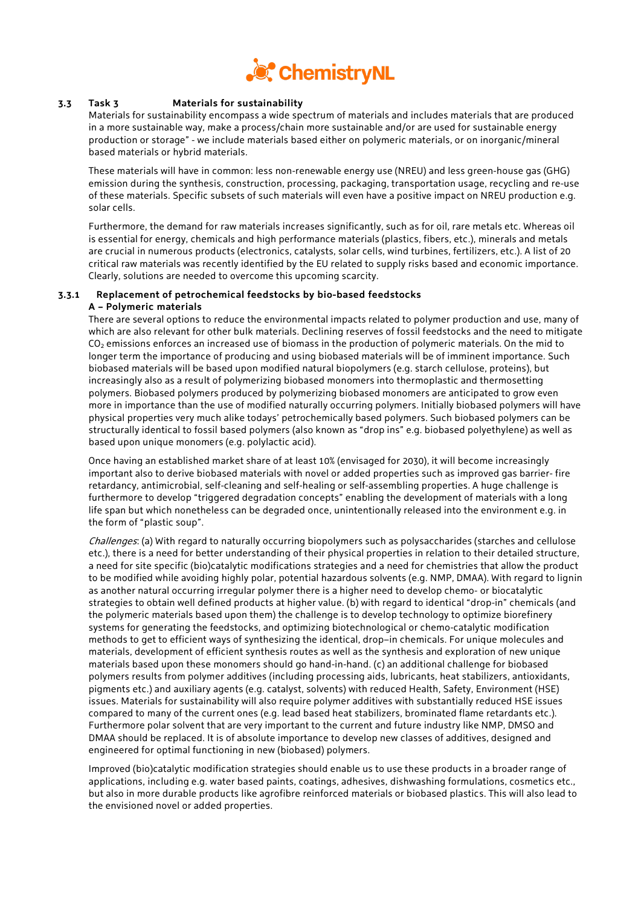### 3.3 Task 3 Materials for sustainability

Materials for sustainability encompass a wide spectrum of materials and includes materials that are produced in a more sustainable way, make a process/chain more sustainable and/or are used for sustainable energy production or storage" - we include materials based either on polymeric materials, or on inorganic/mineral based materials or hybrid materials.

These materials will have in common: less non-renewable energy use (NREU) and less green-house gas (GHG) emission during the synthesis, construction, processing, packaging, transportation usage, recycling and re-use of these materials. Specific subsets of such materials will even have a positive impact on NREU production e.g. solar cells.

Furthermore, the demand for raw materials increases significantly, such as for oil, rare metals etc. Whereas oil is essential for energy, chemicals and high performance materials (plastics, fibers, etc.), minerals and metals are crucial in numerous products (electronics, catalysts, solar cells, wind turbines, fertilizers, etc.). A list of 20 critical raw materials was recently identified by the EU related to supply risks based and economic importance. Clearly, solutions are needed to overcome this upcoming scarcity.

#### 3.3.1 Replacement of petrochemical feedstocks by bio-based feedstocks

**A – Polymeric materials**

There are several options to reduce the environmental impacts related to polymer production and use, many of which are also relevant for other bulk materials. Declining reserves of fossil feedstocks and the need to mitigate $CO_2$ emissions enforces an increased use of biomass in the production of polymeric materials. On the mid to longer term the importance of producing and using biobased materials will be of imminent importance. Such biobased materials will be based upon modified natural biopolymers (e.g. starch cellulose, proteins), but increasingly also as a result of polymerizing biobased monomers into thermoplastic and thermosetting polymers. Biobased polymers produced by polymerizing biobased monomers are anticipated to grow even more in importance than the use of modified naturally occurring polymers. Initially biobased polymers will have physical properties very much alike todays' petrochemically based polymers. Such biobased polymers can be structurally identical to fossil based polymers (also known as "drop ins" e.g. biobased polyethylene) as well as based upon unique monomers (e.g. polylactic acid).

Once having an established market share of at least 10% (envisaged for 2030), it will become increasingly important also to derive biobased materials with novel or added properties such as improved gas barrier- fire retardancy, antimicrobial, self-cleaning and self-healing or self-assembling properties. A huge challenge is furthermore to develop "triggered degradation concepts" enabling the development of materials with a long life span but which nonetheless can be degraded once, unintentionally released into the environment e.g. in the form of "plastic soup".

*Challenges*: (a) With regard to naturally occurring biopolymers such as polysaccharides (starches and cellulose etc.), there is a need for better understanding of their physical properties in relation to their detailed structure, a need for site specific (bio)catalytic modifications strategies and a need for chemistries that allow the product to be modified while avoiding highly polar, potential hazardous solvents (e.g. NMP, DMAA). With regard to lignin as another natural occurring irregular polymer there is a higher need to develop chemo- or biocatalytic strategies to obtain well defined products at higher value. (b) with regard to identical "drop-in" chemicals (and the polymeric materials based upon them) the challenge is to develop technology to optimize biorefinery systems for generating the feedstocks, and optimizing biotechnological or chemo-catalytic modification methods to get to efficient ways of synthesizing the identical, drop–in chemicals. For unique molecules and materials, development of efficient synthesis routes as well as the synthesis and exploration of new unique materials based upon these monomers should go hand-in-hand. (c) an additional challenge for biobased polymers results from polymer additives (including processing aids, lubricants, heat stabilizers, antioxidants, pigments etc.) and auxiliary agents (e.g. catalyst, solvents) with reduced Health, Safety, Environment (HSE) issues. Materials for sustainability will also require polymer additives with substantially reduced HSE issues compared to many of the current ones (e.g. lead based heat stabilizers, brominated flame retardants etc.). Furthermore polar solvent that are very important to the current and future industry like NMP, DMSO and DMAA should be replaced. It is of absolute importance to develop new classes of additives, designed and engineered for optimal functioning in new (biobased) polymers.

Improved (bio)catalytic modification strategies should enable us to use these products in a broader range of applications, including e.g. water based paints, coatings, adhesives, dishwashing formulations, cosmetics etc., but also in more durable products like agrofibre reinforced materials or biobased plastics. This will also lead to the envisioned novel or added properties.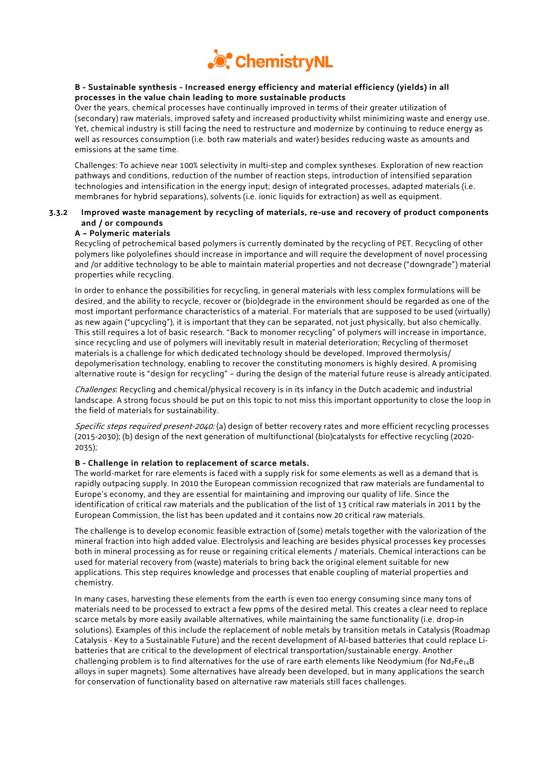**B - Sustainable synthesis - Increased energy efficiency and material efficiency (yields) in all processes in the value chain leading to more sustainable products**

Over the years, chemical processes have continually improved in terms of their greater utilization of (secondary) raw materials, improved safety and increased productivity whilst minimizing waste and energy use. Yet, chemical industry is still facing the need to restructure and modernize by continuing to reduce energy as well as resources consumption (i.e. both raw materials and water) besides reducing waste as amounts and emissions at the same time.

Challenges: To achieve near 100% selectivity in multi-step and complex syntheses. Exploration of new reaction pathways and conditions, reduction of the number of reaction steps, introduction of intensified separation technologies and intensification in the energy input; design of integrated processes, adapted materials (i.e. membranes for hybrid separations), solvents (i.e. ionic liquids for extraction) as well as equipment.

### 3.3.2 Improved waste management by recycling of materials, re-use and recovery of product components and / or compounds

**A – Polymeric materials**

Recycling of petrochemical based polymers is currently dominated by the recycling of PET. Recycling of other polymers like polyolefines should increase in importance and will require the development of novel processing and /or additive technology to be able to maintain material properties and not decrease ("downgrade") material properties while recycling.

In order to enhance the possibilities for recycling, in general materials with less complex formulations will be desired, and the ability to recycle, recover or (bio)degrade in the environment should be regarded as one of the most important performance characteristics of a material. For materials that are supposed to be used (virtually) as new again ("upcycling"), it is important that they can be separated, not just physically, but also chemically. This still requires a lot of basic research. "Back to monomer recycling" of polymers will increase in importance, since recycling and use of polymers will inevitably result in material deterioration; Recycling of thermoset materials is a challenge for which dedicated technology should be developed. Improved thermolysis/ depolymerisation technology, enabling to recover the constituting monomers is highly desired. A promising alternative route is "design for recycling" – during the design of the material future reuse is already anticipated.

*Challenges*: Recycling and chemical/physical recovery is in its infancy in the Dutch academic and industrial landscape. A strong focus should be put on this topic to not miss this important opportunity to close the loop in the field of materials for sustainability.

*Specific steps required present-2040:* (a) design of better recovery rates and more efficient recycling processes (2015-2030); (b) design of the next generation of multifunctional (bio)catalysts for effective recycling (2020-2035);

**B - Challenge in relation to replacement of scarce metals.**

The world-market for rare elements is faced with a supply risk for some elements as well as a demand that is rapidly outpacing supply. In 2010 the European commission recognized that raw materials are fundamental to Europe's economy, and they are essential for maintaining and improving our quality of life. Since the identification of critical raw materials and the publication of the list of 13 critical raw materials in 2011 by the European Commission, the list has been updated and it contains now 20 critical raw materials.

The challenge is to develop economic feasible extraction of (some) metals together with the valorization of the mineral fraction into high added value. Electrolysis and leaching are besides physical processes key processes both in mineral processing as for reuse or regaining critical elements / materials. Chemical interactions can be used for material recovery from (waste) materials to bring back the original element suitable for new applications. This step requires knowledge and processes that enable coupling of material properties and chemistry.

In many cases, harvesting these elements from the earth is even too energy consuming since many tons of materials need to be processed to extract a few ppms of the desired metal. This creates a clear need to replace scarce metals by more easily available alternatives, while maintaining the same functionality (i.e. drop-in solutions). Examples of this include the replacement of noble metals by transition metals in Catalysis (Roadmap Catalysis - Key to a Sustainable Future) and the recent development of Al-based batteries that could replace Li-batteries that are critical to the development of electrical transportation/sustainable energy. Another challenging problem is to find alternatives for the use of rare earth elements like Neodymium (for $Nd_2Fe_{14}B$ alloys in super magnets). Some alternatives have already been developed, but in many applications the search for conservation of functionality based on alternative raw materials still faces challenges.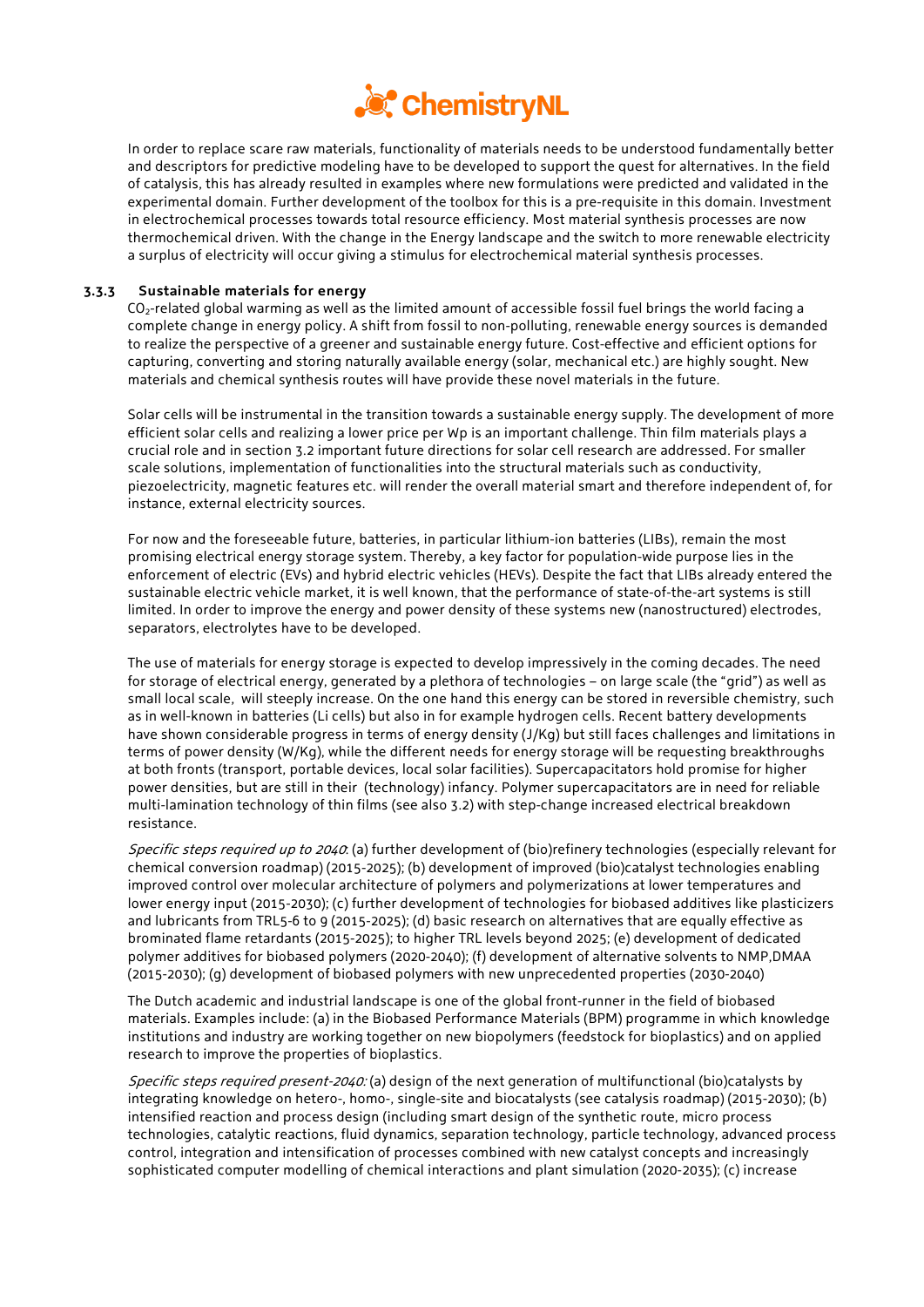In order to replace scare raw materials, functionality of materials needs to be understood fundamentally better and descriptors for predictive modeling have to be developed to support the quest for alternatives. In the field of catalysis, this has already resulted in examples where new formulations were predicted and validated in the experimental domain. Further development of the toolbox for this is a pre-requisite in this domain. Investment in electrochemical processes towards total resource efficiency. Most material synthesis processes are now thermochemical driven. With the change in the Energy landscape and the switch to more renewable electricity a surplus of electricity will occur giving a stimulus for electrochemical material synthesis processes.

### 3.3.3 Sustainable materials for energy

$CO_2$-related global warming as well as the limited amount of accessible fossil fuel brings the world facing a complete change in energy policy. A shift from fossil to non-polluting, renewable energy sources is demanded to realize the perspective of a greener and sustainable energy future. Cost-effective and efficient options for capturing, converting and storing naturally available energy (solar, mechanical etc.) are highly sought. New materials and chemical synthesis routes will have provide these novel materials in the future.

Solar cells will be instrumental in the transition towards a sustainable energy supply. The development of more efficient solar cells and realizing a lower price per Wp is an important challenge. Thin film materials plays a crucial role and in section 3.2 important future directions for solar cell research are addressed. For smaller scale solutions, implementation of functionalities into the structural materials such as conductivity, piezoelectricity, magnetic features etc. will render the overall material smart and therefore independent of, for instance, external electricity sources.

For now and the foreseeable future, batteries, in particular lithium-ion batteries (LIBs), remain the most promising electrical energy storage system. Thereby, a key factor for population-wide purpose lies in the enforcement of electric (EVs) and hybrid electric vehicles (HEVs). Despite the fact that LIBs already entered the sustainable electric vehicle market, it is well known, that the performance of state-of-the-art systems is still limited. In order to improve the energy and power density of these systems new (nanostructured) electrodes, separators, electrolytes have to be developed.

The use of materials for energy storage is expected to develop impressively in the coming decades. The need for storage of electrical energy, generated by a plethora of technologies – on large scale (the "grid") as well as small local scale, will steeply increase. On the one hand this energy can be stored in reversible chemistry, such as in well-known in batteries (Li cells) but also in for example hydrogen cells. Recent battery developments have shown considerable progress in terms of energy density (J/Kg) but still faces challenges and limitations in terms of power density (W/Kg), while the different needs for energy storage will be requesting breakthroughs at both fronts (transport, portable devices, local solar facilities). Supercapacitators hold promise for higher power densities, but are still in their (technology) infancy. Polymer supercapacitators are in need for reliable multi-lamination technology of thin films (see also 3.2) with step-change increased electrical breakdown resistance.

*Specific steps required up to 2040*: (a) further development of (bio)refinery technologies (especially relevant for chemical conversion roadmap) (2015-2025); (b) development of improved (bio)catalyst technologies enabling improved control over molecular architecture of polymers and polymerizations at lower temperatures and lower energy input (2015-2030); (c) further development of technologies for biobased additives like plasticizers and lubricants from TRL5-6 to 9 (2015-2025); (d) basic research on alternatives that are equally effective as brominated flame retardants (2015-2025); to higher TRL levels beyond 2025; (e) development of dedicated polymer additives for biobased polymers (2020-2040); (f) development of alternative solvents to NMP,DMAA (2015-2030); (g) development of biobased polymers with new unprecedented properties (2030-2040)

The Dutch academic and industrial landscape is one of the global front-runner in the field of biobased materials. Examples include: (a) in the Biobased Performance Materials (BPM) programme in which knowledge institutions and industry are working together on new biopolymers (feedstock for bioplastics) and on applied research to improve the properties of bioplastics.

*Specific steps required present-2040:* (a) design of the next generation of multifunctional (bio)catalysts by integrating knowledge on hetero-, homo-, single-site and biocatalysts (see catalysis roadmap) (2015-2030); (b) intensified reaction and process design (including smart design of the synthetic route, micro process technologies, catalytic reactions, fluid dynamics, separation technology, particle technology, advanced process control, integration and intensification of processes combined with new catalyst concepts and increasingly sophisticated computer modelling of chemical interactions and plant simulation (2020-2035); (c) increase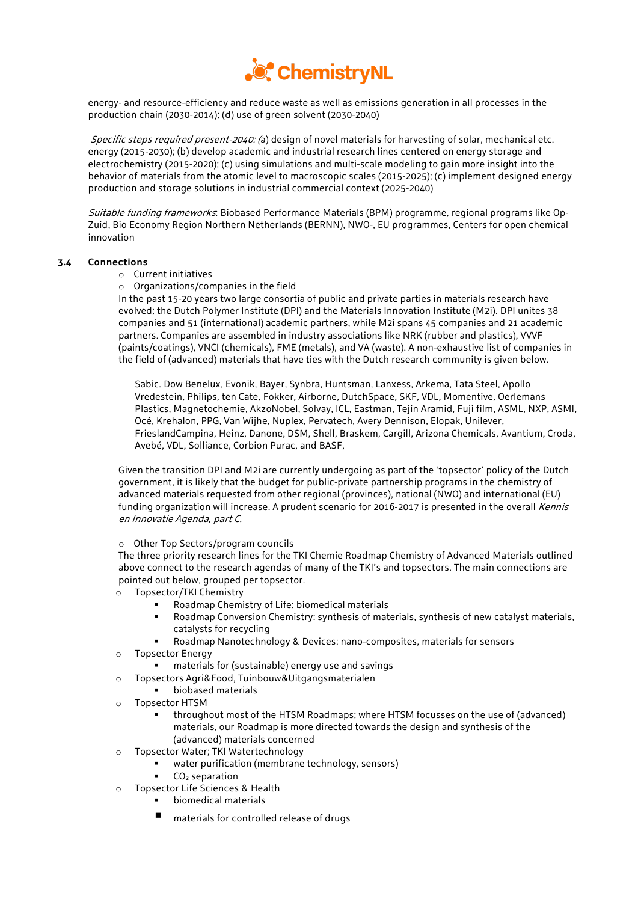energy- and resource-efficiency and reduce waste as well as emissions generation in all processes in the production chain (2030-2014); (d) use of green solvent (2030-2040)

*Specific steps required present-2040: (*a) design of novel materials for harvesting of solar, mechanical etc. energy (2015-2030); (b) develop academic and industrial research lines centered on energy storage and electrochemistry (2015-2020); (c) using simulations and multi-scale modeling to gain more insight into the behavior of materials from the atomic level to macroscopic scales (2015-2025); (c) implement designed energy production and storage solutions in industrial commercial context (2025-2040)

*Suitable funding frameworks*: Biobased Performance Materials (BPM) programme, regional programs like Op-Zuid, Bio Economy Region Northern Netherlands (BERNN), NWO-, EU programmes, Centers for open chemical innovation

### 3.4 Connections

- Current initiatives
- Organizations/companies in the field

In the past 15-20 years two large consortia of public and private parties in materials research have evolved; the Dutch Polymer Institute (DPI) and the Materials Innovation Institute (M2i). DPI unites 38 companies and 51 (international) academic partners, while M2i spans 45 companies and 21 academic partners. Companies are assembled in industry associations like NRK (rubber and plastics), VVVF (paints/coatings), VNCI (chemicals), FME (metals), and VA (waste). A non-exhaustive list of companies in the field of (advanced) materials that have ties with the Dutch research community is given below.

> Sabic. Dow Benelux, Evonik, Bayer, Synbra, Huntsman, Lanxess, Arkema, Tata Steel, Apollo Vredestein, Philips, ten Cate, Fokker, Airborne, DutchSpace, SKF, VDL, Momentive, Oerlemans Plastics, Magnetochemie, AkzoNobel, Solvay, ICL, Eastman, Tejin Aramid, Fuji film, ASML, NXP, ASMI, Océ, Krehalon, PPG, Van Wijhe, Nuplex, Pervatech, Avery Dennison, Elopak, Unilever, FrieslandCampina, Heinz, Danone, DSM, Shell, Braskem, Cargill, Arizona Chemicals, Avantium, Croda, Avebé, VDL, Solliance, Corbion Purac, and BASF,

Given the transition DPI and M2i are currently undergoing as part of the 'topsector' policy of the Dutch government, it is likely that the budget for public-private partnership programs in the chemistry of advanced materials requested from other regional (provinces), national (NWO) and international (EU) funding organization will increase. A prudent scenario for 2016-2017 is presented in the overall *Kennis en Innovatie Agenda, part C*.

- Other Top Sectors/program councils

The three priority research lines for the TKI Chemie Roadmap Chemistry of Advanced Materials outlined above connect to the research agendas of many of the TKI's and topsectors. The main connections are pointed out below, grouped per topsector.

- Topsector/TKI Chemistry
  - Roadmap Chemistry of Life: biomedical materials
  - Roadmap Conversion Chemistry: synthesis of materials, synthesis of new catalyst materials, catalysts for recycling
  - Roadmap Nanotechnology & Devices: nano-composites, materials for sensors
- Topsector Energy
  - materials for (sustainable) energy use and savings
- Topsectors Agri&Food, Tuinbouw&Uitgangsmaterialen
  - biobased materials
- Topsector HTSM
  - throughout most of the HTSM Roadmaps; where HTSM focusses on the use of (advanced) materials, our Roadmap is more directed towards the design and synthesis of the (advanced) materials concerned
- Topsector Water; TKI Watertechnology
  - water purification (membrane technology, sensors)
  - $CO_2$ separation
- Topsector Life Sciences & Health
  - biomedical materials
  - materials for controlled release of drugs